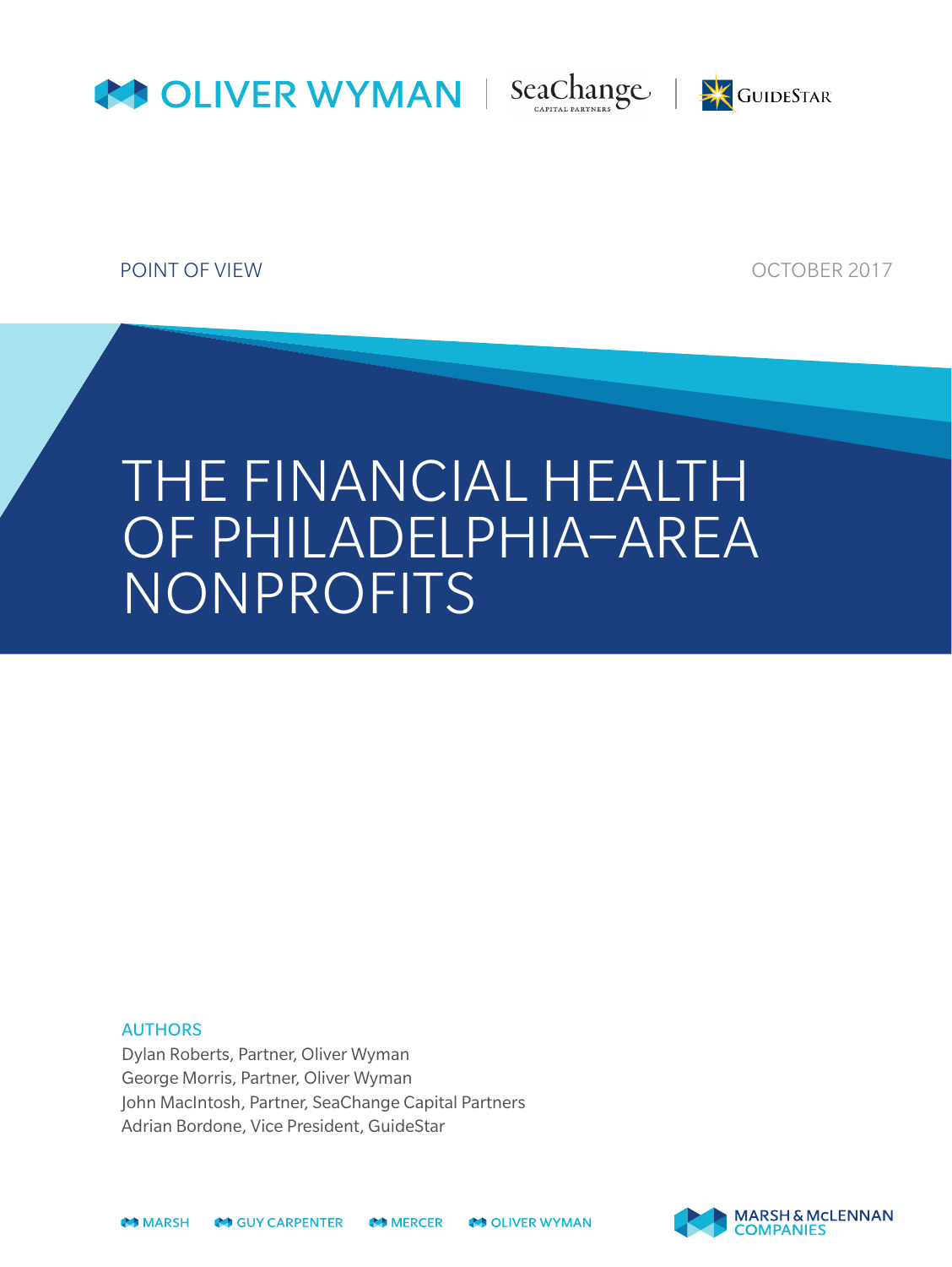OLIVER WYMAN | SeaChange CAPITAL PARTNERS | GUIDESTAR

POINT OF VIEW

OCTOBER 2017

# THE FINANCIAL HEALTH OF PHILADELPHIA–AREA NONPROFITS

AUTHORS

Dylan Roberts, Partner, Oliver Wyman
George Morris, Partner, Oliver Wyman
John MacIntosh, Partner, SeaChange Capital Partners
Adrian Bordone, Vice President, GuideStar

MARSH GUY CARPENTER MERCER OLIVER WYMAN

MARSH & McLENNAN COMPANIES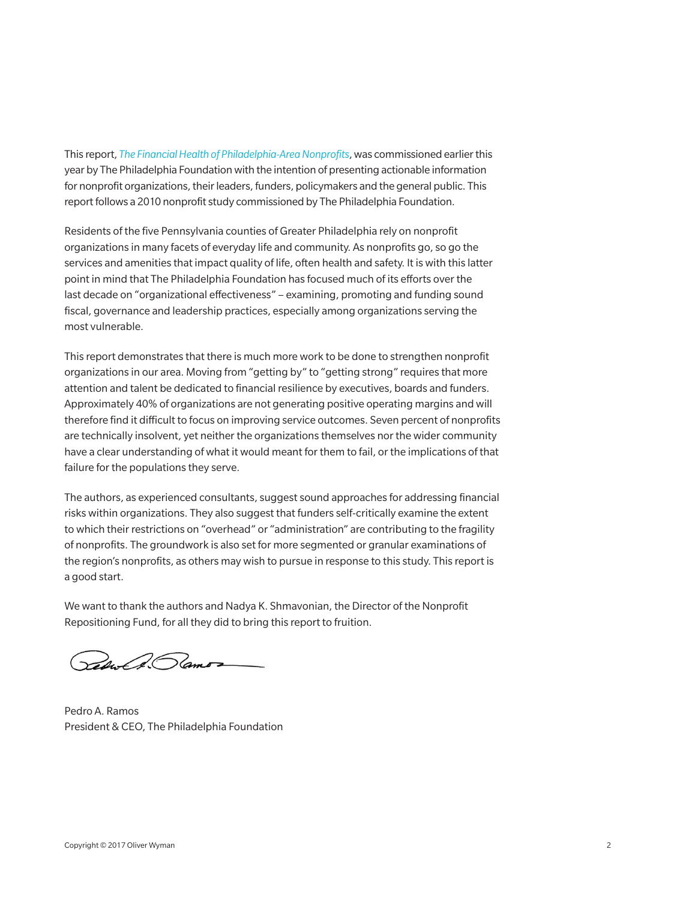This report, *The Financial Health of Philadelphia-Area Nonprofits*, was commissioned earlier this year by The Philadelphia Foundation with the intention of presenting actionable information for nonprofit organizations, their leaders, funders, policymakers and the general public. This report follows a 2010 nonprofit study commissioned by The Philadelphia Foundation.

Residents of the five Pennsylvania counties of Greater Philadelphia rely on nonprofit organizations in many facets of everyday life and community. As nonprofits go, so go the services and amenities that impact quality of life, often health and safety. It is with this latter point in mind that The Philadelphia Foundation has focused much of its efforts over the last decade on "organizational effectiveness" – examining, promoting and funding sound fiscal, governance and leadership practices, especially among organizations serving the most vulnerable.

This report demonstrates that there is much more work to be done to strengthen nonprofit organizations in our area. Moving from "getting by" to "getting strong" requires that more attention and talent be dedicated to financial resilience by executives, boards and funders. Approximately 40% of organizations are not generating positive operating margins and will therefore find it difficult to focus on improving service outcomes. Seven percent of nonprofits are technically insolvent, yet neither the organizations themselves nor the wider community have a clear understanding of what it would meant for them to fail, or the implications of that failure for the populations they serve.

The authors, as experienced consultants, suggest sound approaches for addressing financial risks within organizations. They also suggest that funders self-critically examine the extent to which their restrictions on "overhead" or "administration" are contributing to the fragility of nonprofits. The groundwork is also set for more segmented or granular examinations of the region's nonprofits, as others may wish to pursue in response to this study. This report is a good start.

We want to thank the authors and Nadya K. Shmavonian, the Director of the Nonprofit Repositioning Fund, for all they did to bring this report to fruition.

Pedro A. Ramos
President & CEO, The Philadelphia Foundation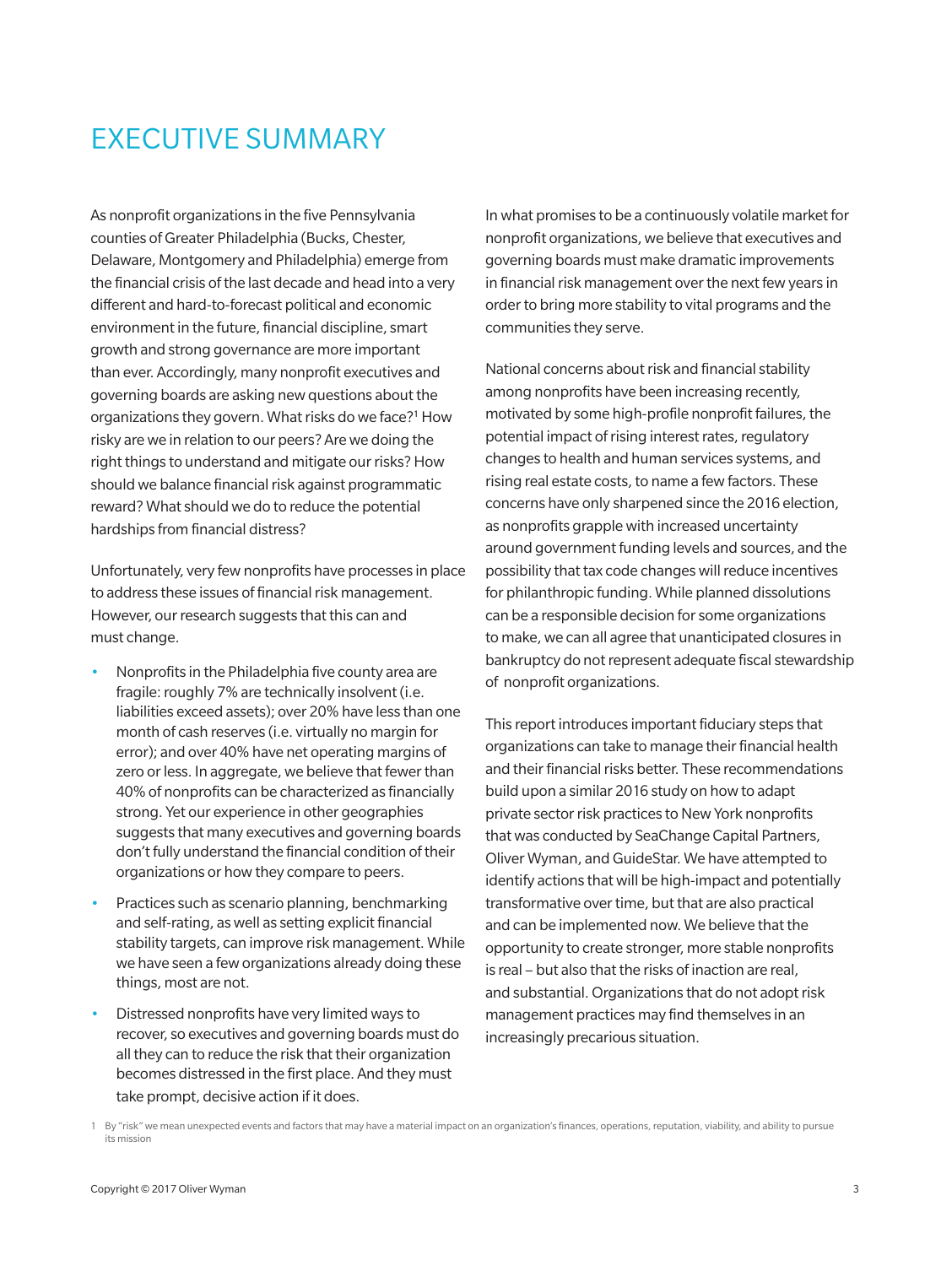# EXECUTIVE SUMMARY

As nonprofit organizations in the five Pennsylvania counties of Greater Philadelphia (Bucks, Chester, Delaware, Montgomery and Philadelphia) emerge from the financial crisis of the last decade and head into a very different and hard-to-forecast political and economic environment in the future, financial discipline, smart growth and strong governance are more important than ever. Accordingly, many nonprofit executives and governing boards are asking new questions about the organizations they govern. What risks do we face?[1] How risky are we in relation to our peers? Are we doing the right things to understand and mitigate our risks? How should we balance financial risk against programmatic reward? What should we do to reduce the potential hardships from financial distress?

Unfortunately, very few nonprofits have processes in place to address these issues of financial risk management. However, our research suggests that this can and must change.

- Nonprofits in the Philadelphia five county area are fragile: roughly 7% are technically insolvent (i.e. liabilities exceed assets); over 20% have less than one month of cash reserves (i.e. virtually no margin for error); and over 40% have net operating margins of zero or less. In aggregate, we believe that fewer than 40% of nonprofits can be characterized as financially strong. Yet our experience in other geographies suggests that many executives and governing boards don't fully understand the financial condition of their organizations or how they compare to peers.
- Practices such as scenario planning, benchmarking and self-rating, as well as setting explicit financial stability targets, can improve risk management. While we have seen a few organizations already doing these things, most are not.
- Distressed nonprofits have very limited ways to recover, so executives and governing boards must do all they can to reduce the risk that their organization becomes distressed in the first place. And they must take prompt, decisive action if it does.

In what promises to be a continuously volatile market for nonprofit organizations, we believe that executives and governing boards must make dramatic improvements in financial risk management over the next few years in order to bring more stability to vital programs and the communities they serve.

National concerns about risk and financial stability among nonprofits have been increasing recently, motivated by some high-profile nonprofit failures, the potential impact of rising interest rates, regulatory changes to health and human services systems, and rising real estate costs, to name a few factors. These concerns have only sharpened since the 2016 election, as nonprofits grapple with increased uncertainty around government funding levels and sources, and the possibility that tax code changes will reduce incentives for philanthropic funding. While planned dissolutions can be a responsible decision for some organizations to make, we can all agree that unanticipated closures in bankruptcy do not represent adequate fiscal stewardship of nonprofit organizations.

This report introduces important fiduciary steps that organizations can take to manage their financial health and their financial risks better. These recommendations build upon a similar 2016 study on how to adapt private sector risk practices to New York nonprofits that was conducted by SeaChange Capital Partners, Oliver Wyman, and GuideStar. We have attempted to identify actions that will be high-impact and potentially transformative over time, but that are also practical and can be implemented now. We believe that the opportunity to create stronger, more stable nonprofits is real – but also that the risks of inaction are real, and substantial. Organizations that do not adopt risk management practices may find themselves in an increasingly precarious situation.

[1] By "risk" we mean unexpected events and factors that may have a material impact on an organization's finances, operations, reputation, viability, and ability to pursue its mission

Copyright © 2017 Oliver Wyman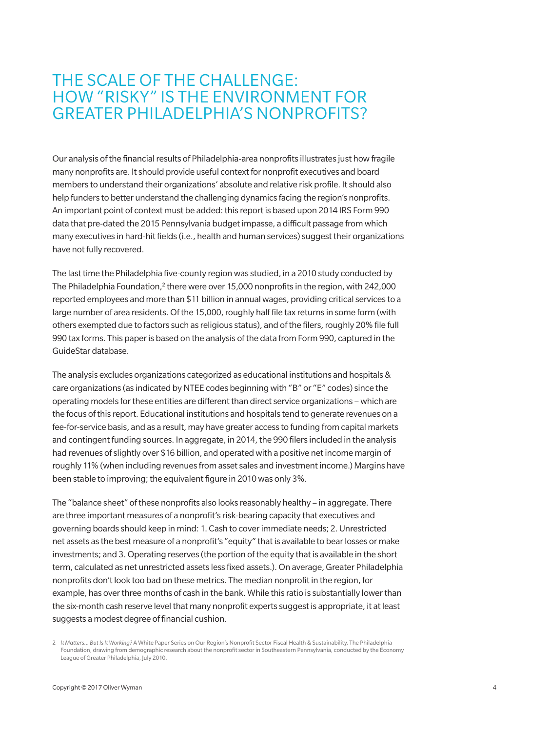# THE SCALE OF THE CHALLENGE: HOW "RISKY" IS THE ENVIRONMENT FOR GREATER PHILADELPHIA'S NONPROFITS?

Our analysis of the financial results of Philadelphia-area nonprofits illustrates just how fragile many nonprofits are. It should provide useful context for nonprofit executives and board members to understand their organizations' absolute and relative risk profile. It should also help funders to better understand the challenging dynamics facing the region's nonprofits. An important point of context must be added: this report is based upon 2014 IRS Form 990 data that pre-dated the 2015 Pennsylvania budget impasse, a difficult passage from which many executives in hard-hit fields (i.e., health and human services) suggest their organizations have not fully recovered.

The last time the Philadelphia five-county region was studied, in a 2010 study conducted by The Philadelphia Foundation,[2] there were over 15,000 nonprofits in the region, with 242,000 reported employees and more than $11 billion in annual wages, providing critical services to a large number of area residents. Of the 15,000, roughly half file tax returns in some form (with others exempted due to factors such as religious status), and of the filers, roughly 20% file full 990 tax forms. This paper is based on the analysis of the data from Form 990, captured in the GuideStar database.

The analysis excludes organizations categorized as educational institutions and hospitals & care organizations (as indicated by NTEE codes beginning with "B" or "E" codes) since the operating models for these entities are different than direct service organizations – which are the focus of this report. Educational institutions and hospitals tend to generate revenues on a fee-for-service basis, and as a result, may have greater access to funding from capital markets and contingent funding sources. In aggregate, in 2014, the 990 filers included in the analysis had revenues of slightly over $16 billion, and operated with a positive net income margin of roughly 11% (when including revenues from asset sales and investment income.) Margins have been stable to improving; the equivalent figure in 2010 was only 3%.

The "balance sheet" of these nonprofits also looks reasonably healthy – in aggregate. There are three important measures of a nonprofit's risk-bearing capacity that executives and governing boards should keep in mind: 1. Cash to cover immediate needs; 2. Unrestricted net assets as the best measure of a nonprofit's "equity" that is available to bear losses or make investments; and 3. Operating reserves (the portion of the equity that is available in the short term, calculated as net unrestricted assets less fixed assets.). On average, Greater Philadelphia nonprofits don't look too bad on these metrics. The median nonprofit in the region, for example, has over three months of cash in the bank. While this ratio is substantially lower than the six-month cash reserve level that many nonprofit experts suggest is appropriate, it at least suggests a modest degree of financial cushion.

2 *It Matters… But Is It Working?* A White Paper Series on Our Region's Nonprofit Sector Fiscal Health & Sustainability, The Philadelphia Foundation, drawing from demographic research about the nonprofit sector in Southeastern Pennsylvania, conducted by the Economy League of Greater Philadelphia, July 2010.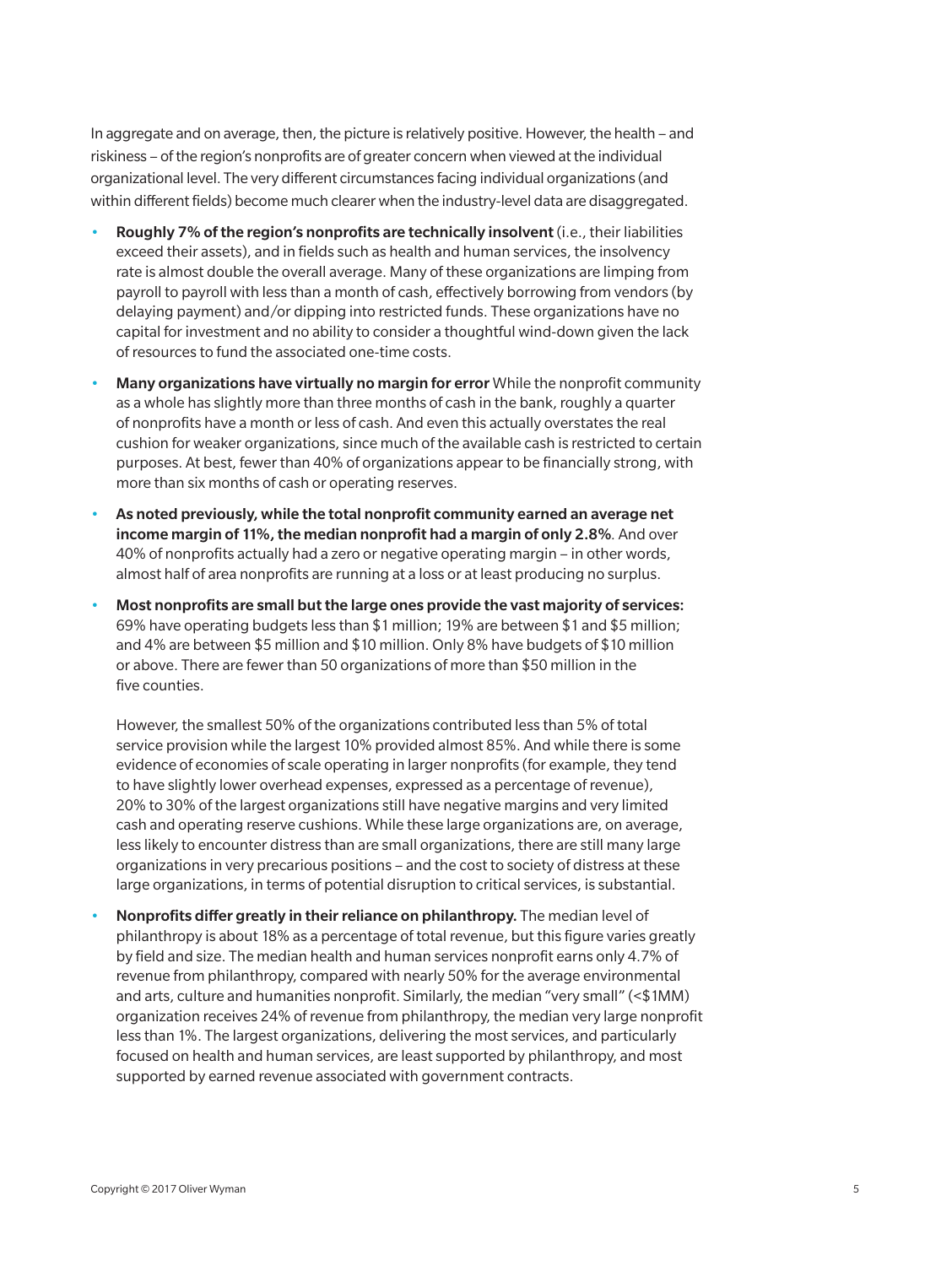In aggregate and on average, then, the picture is relatively positive. However, the health – and riskiness – of the region's nonprofits are of greater concern when viewed at the individual organizational level. The very different circumstances facing individual organizations (and within different fields) become much clearer when the industry-level data are disaggregated.

- **Roughly 7% of the region's nonprofits are technically insolvent** (i.e., their liabilities exceed their assets), and in fields such as health and human services, the insolvency rate is almost double the overall average. Many of these organizations are limping from payroll to payroll with less than a month of cash, effectively borrowing from vendors (by delaying payment) and/or dipping into restricted funds. These organizations have no capital for investment and no ability to consider a thoughtful wind-down given the lack of resources to fund the associated one-time costs.
- **Many organizations have virtually no margin for error** While the nonprofit community as a whole has slightly more than three months of cash in the bank, roughly a quarter of nonprofits have a month or less of cash. And even this actually overstates the real cushion for weaker organizations, since much of the available cash is restricted to certain purposes. At best, fewer than 40% of organizations appear to be financially strong, with more than six months of cash or operating reserves.
- **As noted previously, while the total nonprofit community earned an average net income margin of 11%, the median nonprofit had a margin of only 2.8%**. And over 40% of nonprofits actually had a zero or negative operating margin – in other words, almost half of area nonprofits are running at a loss or at least producing no surplus.
- **Most nonprofits are small but the large ones provide the vast majority of services:** 69% have operating budgets less than $1 million; 19% are between $1 and $5 million; and 4% are between $5 million and $10 million. Only 8% have budgets of $10 million or above. There are fewer than 50 organizations of more than $50 million in the five counties.

  However, the smallest 50% of the organizations contributed less than 5% of total service provision while the largest 10% provided almost 85%. And while there is some evidence of economies of scale operating in larger nonprofits (for example, they tend to have slightly lower overhead expenses, expressed as a percentage of revenue), 20% to 30% of the largest organizations still have negative margins and very limited cash and operating reserve cushions. While these large organizations are, on average, less likely to encounter distress than are small organizations, there are still many large organizations in very precarious positions – and the cost to society of distress at these large organizations, in terms of potential disruption to critical services, is substantial.
- **Nonprofits differ greatly in their reliance on philanthropy.** The median level of philanthropy is about 18% as a percentage of total revenue, but this figure varies greatly by field and size. The median health and human services nonprofit earns only 4.7% of revenue from philanthropy, compared with nearly 50% for the average environmental and arts, culture and humanities nonprofit. Similarly, the median "very small" (<$1MM) organization receives 24% of revenue from philanthropy, the median very large nonprofit less than 1%. The largest organizations, delivering the most services, and particularly focused on health and human services, are least supported by philanthropy, and most supported by earned revenue associated with government contracts.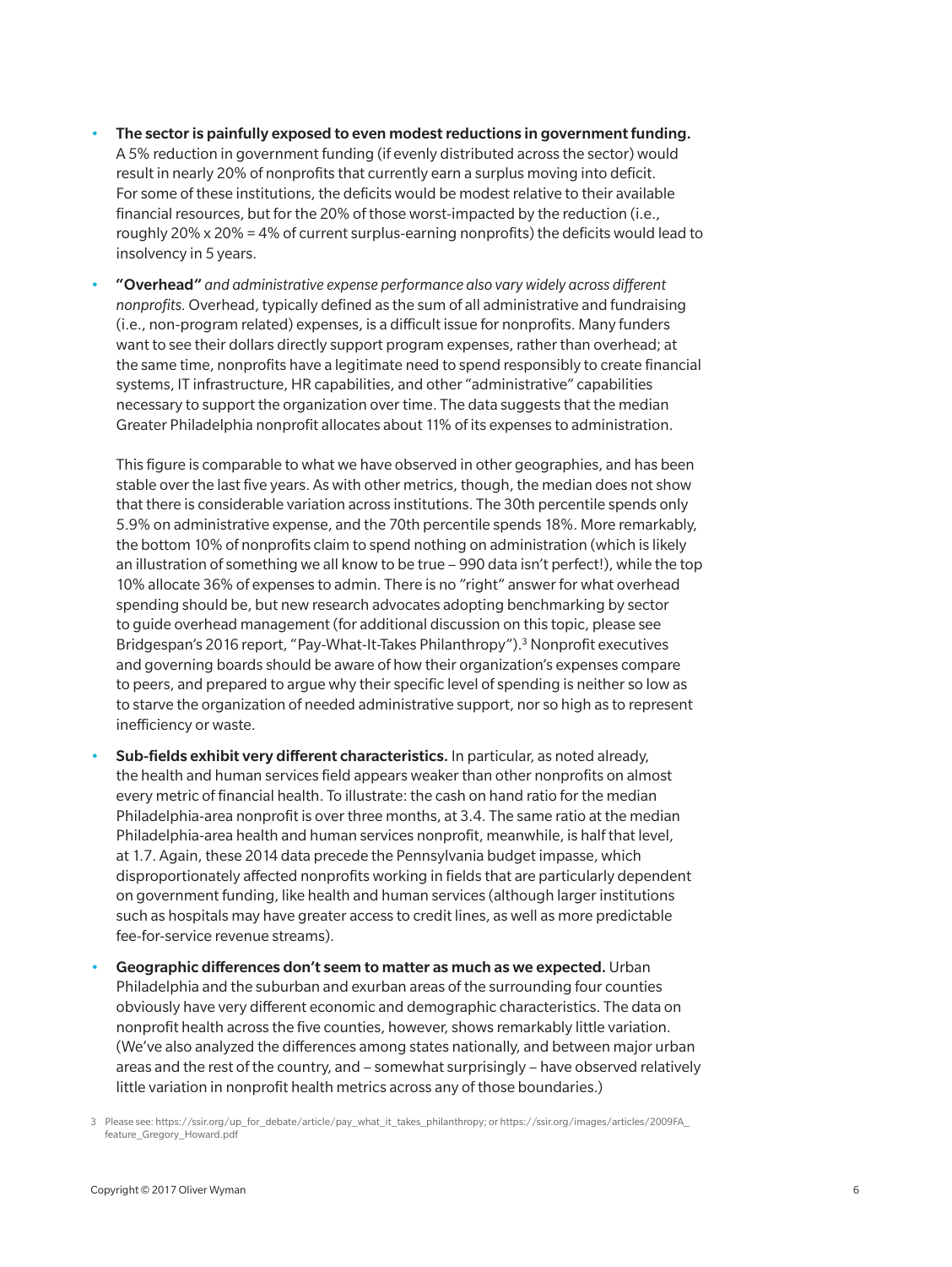- **The sector is painfully exposed to even modest reductions in government funding.** A 5% reduction in government funding (if evenly distributed across the sector) would result in nearly 20% of nonprofits that currently earn a surplus moving into deficit. For some of these institutions, the deficits would be modest relative to their available financial resources, but for the 20% of those worst-impacted by the reduction (i.e., roughly 20% x 20% = 4% of current surplus-earning nonprofits) the deficits would lead to insolvency in 5 years.

- **"Overhead"** *and administrative expense performance also vary widely across different nonprofits.* Overhead, typically defined as the sum of all administrative and fundraising (i.e., non-program related) expenses, is a difficult issue for nonprofits. Many funders want to see their dollars directly support program expenses, rather than overhead; at the same time, nonprofits have a legitimate need to spend responsibly to create financial systems, IT infrastructure, HR capabilities, and other "administrative" capabilities necessary to support the organization over time. The data suggests that the median Greater Philadelphia nonprofit allocates about 11% of its expenses to administration.

  This figure is comparable to what we have observed in other geographies, and has been stable over the last five years. As with other metrics, though, the median does not show that there is considerable variation across institutions. The 30th percentile spends only 5.9% on administrative expense, and the 70th percentile spends 18%. More remarkably, the bottom 10% of nonprofits claim to spend nothing on administration (which is likely an illustration of something we all know to be true – 990 data isn't perfect!), while the top 10% allocate 36% of expenses to admin. There is no "right" answer for what overhead spending should be, but new research advocates adopting benchmarking by sector to guide overhead management (for additional discussion on this topic, please see Bridgespan's 2016 report, "Pay-What-It-Takes Philanthropy").[3] Nonprofit executives and governing boards should be aware of how their organization's expenses compare to peers, and prepared to argue why their specific level of spending is neither so low as to starve the organization of needed administrative support, nor so high as to represent inefficiency or waste.

- **Sub-fields exhibit very different characteristics.** In particular, as noted already, the health and human services field appears weaker than other nonprofits on almost every metric of financial health. To illustrate: the cash on hand ratio for the median Philadelphia-area nonprofit is over three months, at 3.4. The same ratio at the median Philadelphia-area health and human services nonprofit, meanwhile, is half that level, at 1.7. Again, these 2014 data precede the Pennsylvania budget impasse, which disproportionately affected nonprofits working in fields that are particularly dependent on government funding, like health and human services (although larger institutions such as hospitals may have greater access to credit lines, as well as more predictable fee-for-service revenue streams).

- **Geographic differences don't seem to matter as much as we expected.** Urban Philadelphia and the suburban and exurban areas of the surrounding four counties obviously have very different economic and demographic characteristics. The data on nonprofit health across the five counties, however, shows remarkably little variation. (We've also analyzed the differences among states nationally, and between major urban areas and the rest of the country, and – somewhat surprisingly – have observed relatively little variation in nonprofit health metrics across any of those boundaries.)

3 Please see: https://ssir.org/up_for_debate/article/pay_what_it_takes_philanthropy; or https://ssir.org/images/articles/2009FA_feature_Gregory_Howard.pdf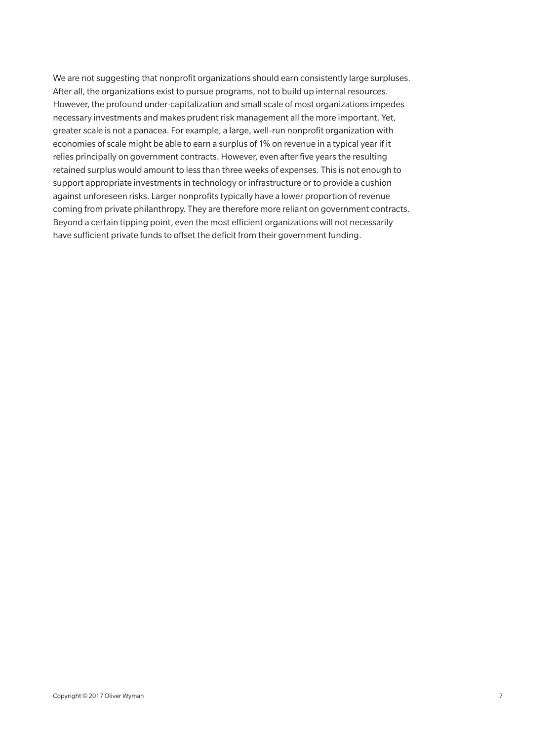We are not suggesting that nonprofit organizations should earn consistently large surpluses. After all, the organizations exist to pursue programs, not to build up internal resources. However, the profound under-capitalization and small scale of most organizations impedes necessary investments and makes prudent risk management all the more important. Yet, greater scale is not a panacea. For example, a large, well-run nonprofit organization with economies of scale might be able to earn a surplus of 1% on revenue in a typical year if it relies principally on government contracts. However, even after five years the resulting retained surplus would amount to less than three weeks of expenses. This is not enough to support appropriate investments in technology or infrastructure or to provide a cushion against unforeseen risks. Larger nonprofits typically have a lower proportion of revenue coming from private philanthropy. They are therefore more reliant on government contracts. Beyond a certain tipping point, even the most efficient organizations will not necessarily have sufficient private funds to offset the deficit from their government funding.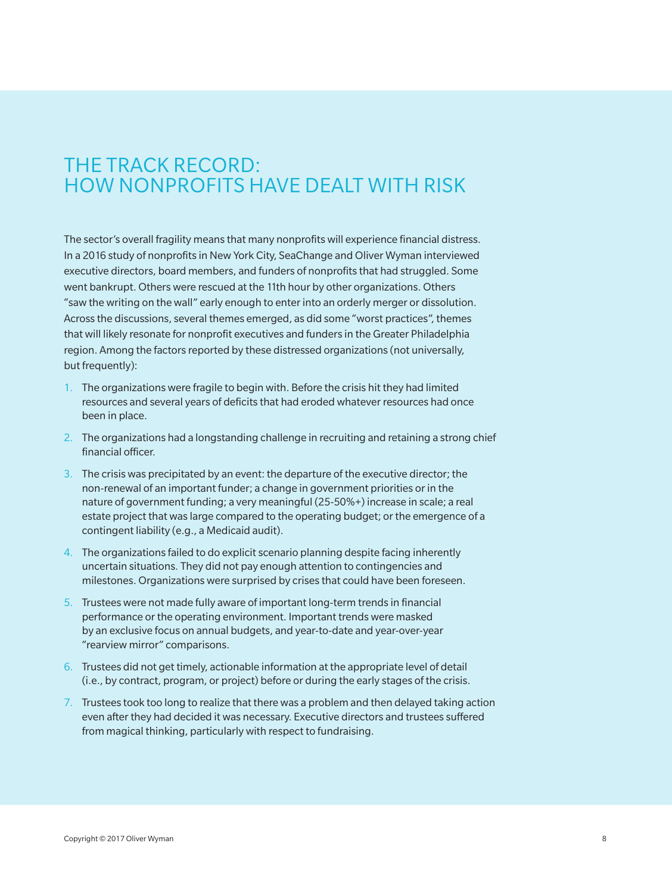# THE TRACK RECORD: HOW NONPROFITS HAVE DEALT WITH RISK

The sector's overall fragility means that many nonprofits will experience financial distress. In a 2016 study of nonprofits in New York City, SeaChange and Oliver Wyman interviewed executive directors, board members, and funders of nonprofits that had struggled. Some went bankrupt. Others were rescued at the 11th hour by other organizations. Others "saw the writing on the wall" early enough to enter into an orderly merger or dissolution. Across the discussions, several themes emerged, as did some "worst practices", themes that will likely resonate for nonprofit executives and funders in the Greater Philadelphia region. Among the factors reported by these distressed organizations (not universally, but frequently):

1. The organizations were fragile to begin with. Before the crisis hit they had limited resources and several years of deficits that had eroded whatever resources had once been in place.
2. The organizations had a longstanding challenge in recruiting and retaining a strong chief financial officer.
3. The crisis was precipitated by an event: the departure of the executive director; the non-renewal of an important funder; a change in government priorities or in the nature of government funding; a very meaningful (25-50%+) increase in scale; a real estate project that was large compared to the operating budget; or the emergence of a contingent liability (e.g., a Medicaid audit).
4. The organizations failed to do explicit scenario planning despite facing inherently uncertain situations. They did not pay enough attention to contingencies and milestones. Organizations were surprised by crises that could have been foreseen.
5. Trustees were not made fully aware of important long-term trends in financial performance or the operating environment. Important trends were masked by an exclusive focus on annual budgets, and year-to-date and year-over-year "rearview mirror" comparisons.
6. Trustees did not get timely, actionable information at the appropriate level of detail (i.e., by contract, program, or project) before or during the early stages of the crisis.
7. Trustees took too long to realize that there was a problem and then delayed taking action even after they had decided it was necessary. Executive directors and trustees suffered from magical thinking, particularly with respect to fundraising.

Copyright © 2017 Oliver Wyman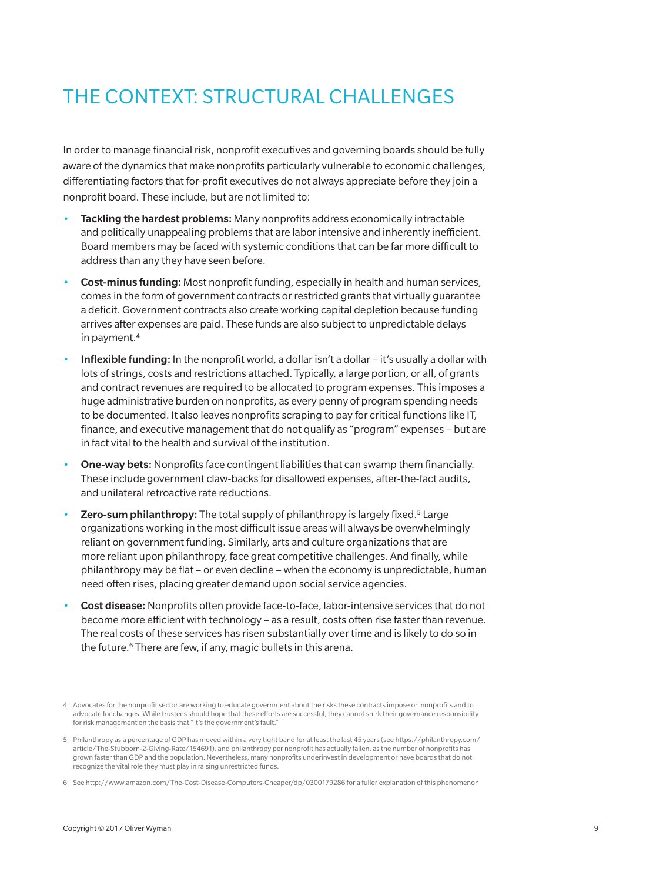# THE CONTEXT: STRUCTURAL CHALLENGES

In order to manage financial risk, nonprofit executives and governing boards should be fully aware of the dynamics that make nonprofits particularly vulnerable to economic challenges, differentiating factors that for-profit executives do not always appreciate before they join a nonprofit board. These include, but are not limited to:

- **Tackling the hardest problems:** Many nonprofits address economically intractable and politically unappealing problems that are labor intensive and inherently inefficient. Board members may be faced with systemic conditions that can be far more difficult to address than any they have seen before.
- **Cost-minus funding:** Most nonprofit funding, especially in health and human services, comes in the form of government contracts or restricted grants that virtually guarantee a deficit. Government contracts also create working capital depletion because funding arrives after expenses are paid. These funds are also subject to unpredictable delays in payment.[4]
- **Inflexible funding:** In the nonprofit world, a dollar isn't a dollar – it's usually a dollar with lots of strings, costs and restrictions attached. Typically, a large portion, or all, of grants and contract revenues are required to be allocated to program expenses. This imposes a huge administrative burden on nonprofits, as every penny of program spending needs to be documented. It also leaves nonprofits scraping to pay for critical functions like IT, finance, and executive management that do not qualify as "program" expenses – but are in fact vital to the health and survival of the institution.
- **One-way bets:** Nonprofits face contingent liabilities that can swamp them financially. These include government claw-backs for disallowed expenses, after-the-fact audits, and unilateral retroactive rate reductions.
- **Zero-sum philanthropy:** The total supply of philanthropy is largely fixed.[5] Large organizations working in the most difficult issue areas will always be overwhelmingly reliant on government funding. Similarly, arts and culture organizations that are more reliant upon philanthropy, face great competitive challenges. And finally, while philanthropy may be flat – or even decline – when the economy is unpredictable, human need often rises, placing greater demand upon social service agencies.
- **Cost disease:** Nonprofits often provide face-to-face, labor-intensive services that do not become more efficient with technology – as a result, costs often rise faster than revenue. The real costs of these services has risen substantially over time and is likely to do so in the future.[6] There are few, if any, magic bullets in this arena.

4 Advocates for the nonprofit sector are working to educate government about the risks these contracts impose on nonprofits and to advocate for changes. While trustees should hope that these efforts are successful, they cannot shirk their governance responsibility for risk management on the basis that "it's the government's fault."

5 Philanthropy as a percentage of GDP has moved within a very tight band for at least the last 45 years (see https://philanthropy.com/article/The-Stubborn-2-Giving-Rate/154691), and philanthropy per nonprofit has actually fallen, as the number of nonprofits has grown faster than GDP and the population. Nevertheless, many nonprofits underinvest in development or have boards that do not recognize the vital role they must play in raising unrestricted funds.

6 See http://www.amazon.com/The-Cost-Disease-Computers-Cheaper/dp/0300179286 for a fuller explanation of this phenomenon

Copyright © 2017 Oliver Wyman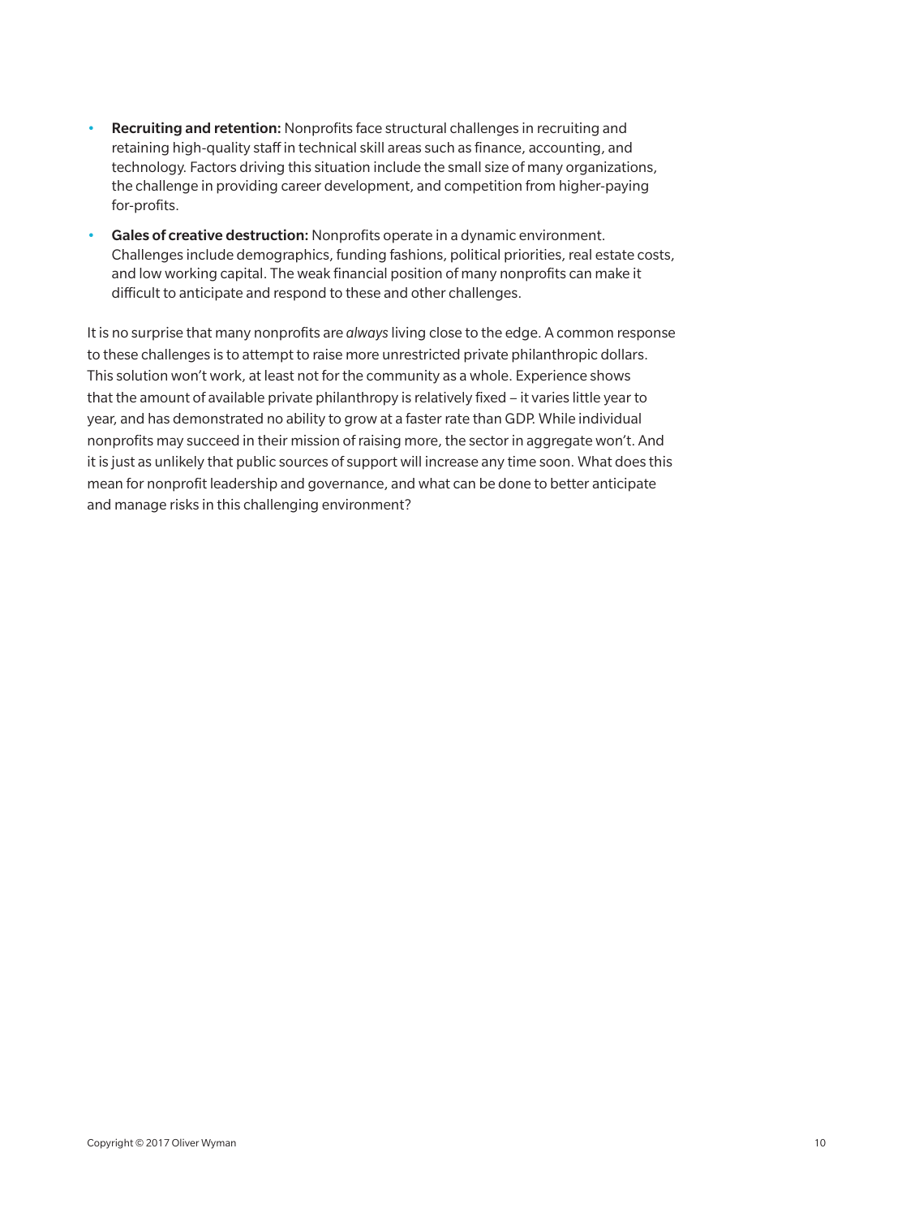- **Recruiting and retention:** Nonprofits face structural challenges in recruiting and retaining high-quality staff in technical skill areas such as finance, accounting, and technology. Factors driving this situation include the small size of many organizations, the challenge in providing career development, and competition from higher-paying for-profits.
- **Gales of creative destruction:** Nonprofits operate in a dynamic environment. Challenges include demographics, funding fashions, political priorities, real estate costs, and low working capital. The weak financial position of many nonprofits can make it difficult to anticipate and respond to these and other challenges.

It is no surprise that many nonprofits are *always* living close to the edge. A common response to these challenges is to attempt to raise more unrestricted private philanthropic dollars. This solution won't work, at least not for the community as a whole. Experience shows that the amount of available private philanthropy is relatively fixed – it varies little year to year, and has demonstrated no ability to grow at a faster rate than GDP. While individual nonprofits may succeed in their mission of raising more, the sector in aggregate won't. And it is just as unlikely that public sources of support will increase any time soon. What does this mean for nonprofit leadership and governance, and what can be done to better anticipate and manage risks in this challenging environment?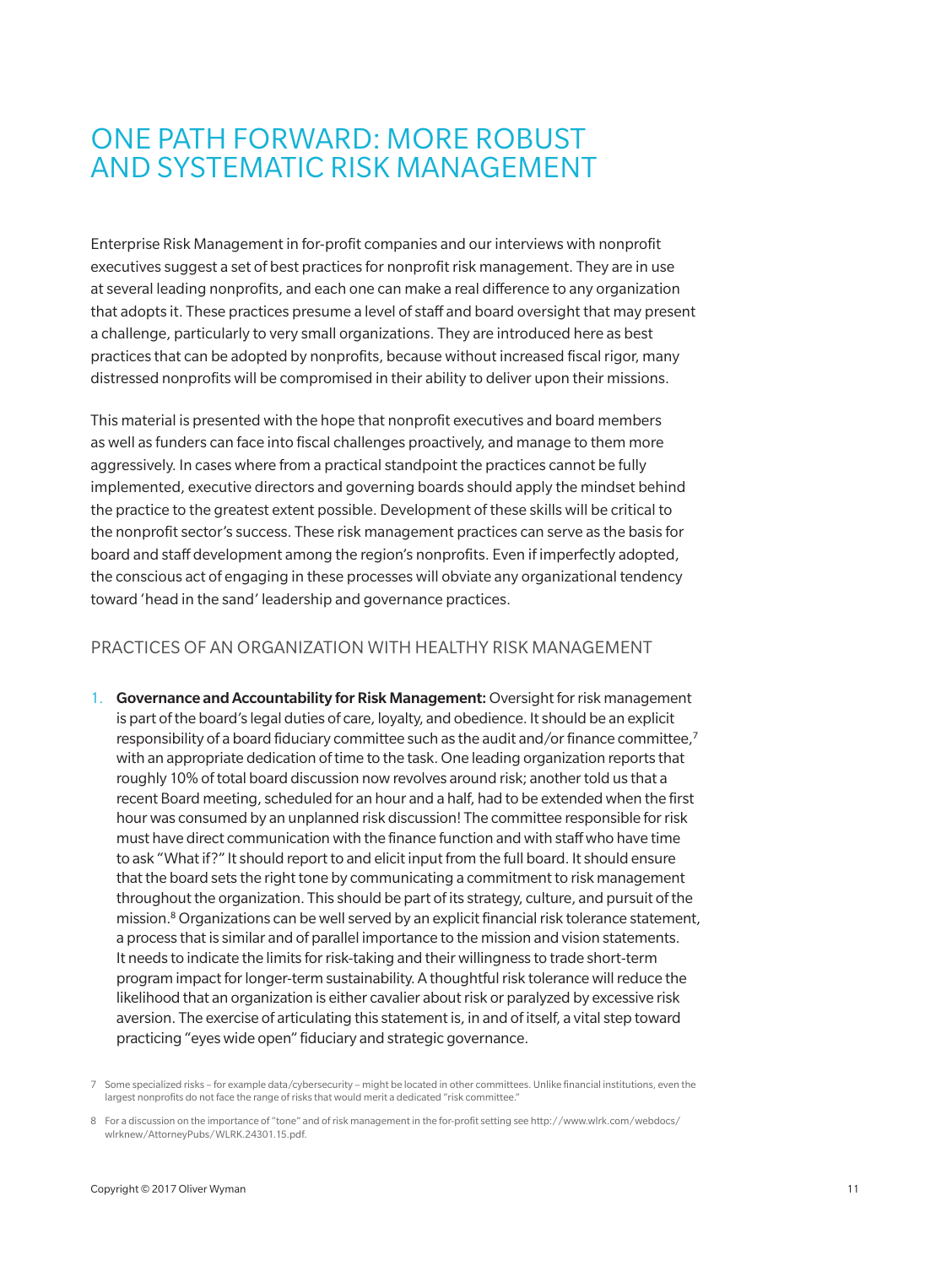# ONE PATH FORWARD: MORE ROBUST AND SYSTEMATIC RISK MANAGEMENT

Enterprise Risk Management in for-profit companies and our interviews with nonprofit executives suggest a set of best practices for nonprofit risk management. They are in use at several leading nonprofits, and each one can make a real difference to any organization that adopts it. These practices presume a level of staff and board oversight that may present a challenge, particularly to very small organizations. They are introduced here as best practices that can be adopted by nonprofits, because without increased fiscal rigor, many distressed nonprofits will be compromised in their ability to deliver upon their missions.

This material is presented with the hope that nonprofit executives and board members as well as funders can face into fiscal challenges proactively, and manage to them more aggressively. In cases where from a practical standpoint the practices cannot be fully implemented, executive directors and governing boards should apply the mindset behind the practice to the greatest extent possible. Development of these skills will be critical to the nonprofit sector's success. These risk management practices can serve as the basis for board and staff development among the region's nonprofits. Even if imperfectly adopted, the conscious act of engaging in these processes will obviate any organizational tendency toward 'head in the sand' leadership and governance practices.

## PRACTICES OF AN ORGANIZATION WITH HEALTHY RISK MANAGEMENT

1. **Governance and Accountability for Risk Management:** Oversight for risk management is part of the board's legal duties of care, loyalty, and obedience. It should be an explicit responsibility of a board fiduciary committee such as the audit and/or finance committee,[7] with an appropriate dedication of time to the task. One leading organization reports that roughly 10% of total board discussion now revolves around risk; another told us that a recent Board meeting, scheduled for an hour and a half, had to be extended when the first hour was consumed by an unplanned risk discussion! The committee responsible for risk must have direct communication with the finance function and with staff who have time to ask "What if?" It should report to and elicit input from the full board. It should ensure that the board sets the right tone by communicating a commitment to risk management throughout the organization. This should be part of its strategy, culture, and pursuit of the mission.[8] Organizations can be well served by an explicit financial risk tolerance statement, a process that is similar and of parallel importance to the mission and vision statements. It needs to indicate the limits for risk-taking and their willingness to trade short-term program impact for longer-term sustainability. A thoughtful risk tolerance will reduce the likelihood that an organization is either cavalier about risk or paralyzed by excessive risk aversion. The exercise of articulating this statement is, in and of itself, a vital step toward practicing "eyes wide open" fiduciary and strategic governance.

7 Some specialized risks – for example data/cybersecurity – might be located in other committees. Unlike financial institutions, even the largest nonprofits do not face the range of risks that would merit a dedicated "risk committee."

8 For a discussion on the importance of "tone" and of risk management in the for-profit setting see http://www.wlrk.com/webdocs/wlrknew/AttorneyPubs/WLRK.24301.15.pdf.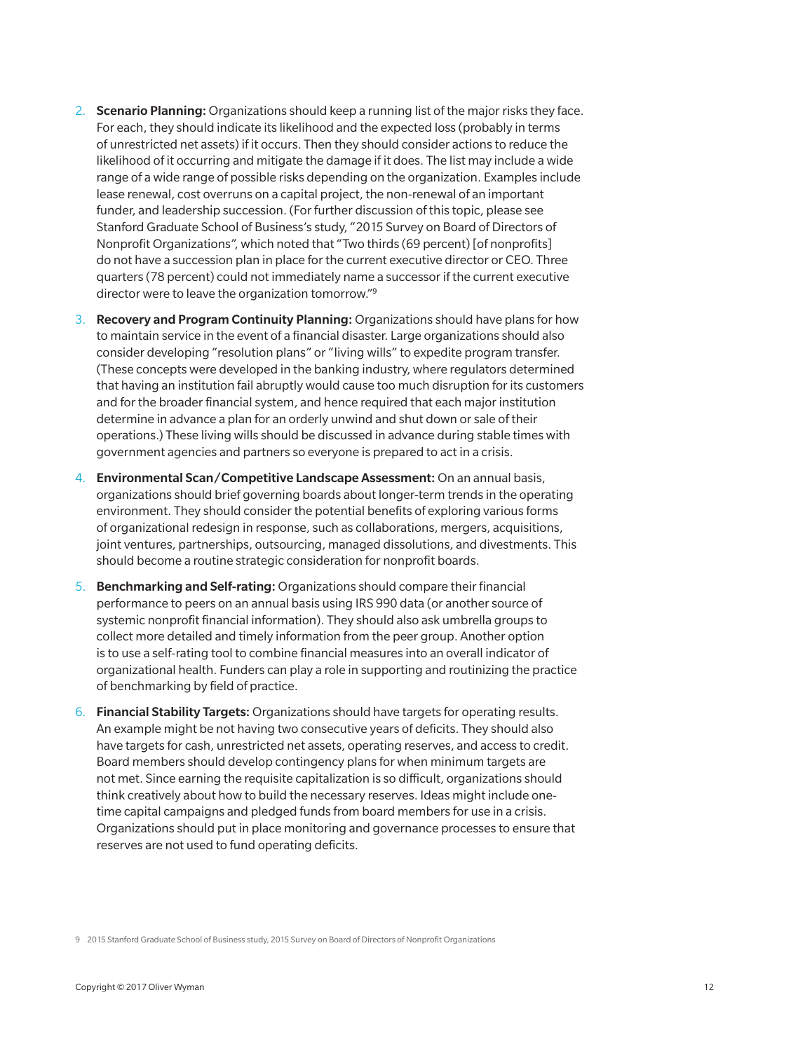2. **Scenario Planning:** Organizations should keep a running list of the major risks they face. For each, they should indicate its likelihood and the expected loss (probably in terms of unrestricted net assets) if it occurs. Then they should consider actions to reduce the likelihood of it occurring and mitigate the damage if it does. The list may include a wide range of a wide range of possible risks depending on the organization. Examples include lease renewal, cost overruns on a capital project, the non-renewal of an important funder, and leadership succession. (For further discussion of this topic, please see Stanford Graduate School of Business's study, "2015 Survey on Board of Directors of Nonprofit Organizations", which noted that "Two thirds (69 percent) [of nonprofits] do not have a succession plan in place for the current executive director or CEO. Three quarters (78 percent) could not immediately name a successor if the current executive director were to leave the organization tomorrow."[9]

3. **Recovery and Program Continuity Planning:** Organizations should have plans for how to maintain service in the event of a financial disaster. Large organizations should also consider developing "resolution plans" or "living wills" to expedite program transfer. (These concepts were developed in the banking industry, where regulators determined that having an institution fail abruptly would cause too much disruption for its customers and for the broader financial system, and hence required that each major institution determine in advance a plan for an orderly unwind and shut down or sale of their operations.) These living wills should be discussed in advance during stable times with government agencies and partners so everyone is prepared to act in a crisis.

4. **Environmental Scan/Competitive Landscape Assessment:** On an annual basis, organizations should brief governing boards about longer-term trends in the operating environment. They should consider the potential benefits of exploring various forms of organizational redesign in response, such as collaborations, mergers, acquisitions, joint ventures, partnerships, outsourcing, managed dissolutions, and divestments. This should become a routine strategic consideration for nonprofit boards.

5. **Benchmarking and Self-rating:** Organizations should compare their financial performance to peers on an annual basis using IRS 990 data (or another source of systemic nonprofit financial information). They should also ask umbrella groups to collect more detailed and timely information from the peer group. Another option is to use a self-rating tool to combine financial measures into an overall indicator of organizational health. Funders can play a role in supporting and routinizing the practice of benchmarking by field of practice.

6. **Financial Stability Targets:** Organizations should have targets for operating results. An example might be not having two consecutive years of deficits. They should also have targets for cash, unrestricted net assets, operating reserves, and access to credit. Board members should develop contingency plans for when minimum targets are not met. Since earning the requisite capitalization is so difficult, organizations should think creatively about how to build the necessary reserves. Ideas might include one-time capital campaigns and pledged funds from board members for use in a crisis. Organizations should put in place monitoring and governance processes to ensure that reserves are not used to fund operating deficits.

9 2015 Stanford Graduate School of Business study, 2015 Survey on Board of Directors of Nonprofit Organizations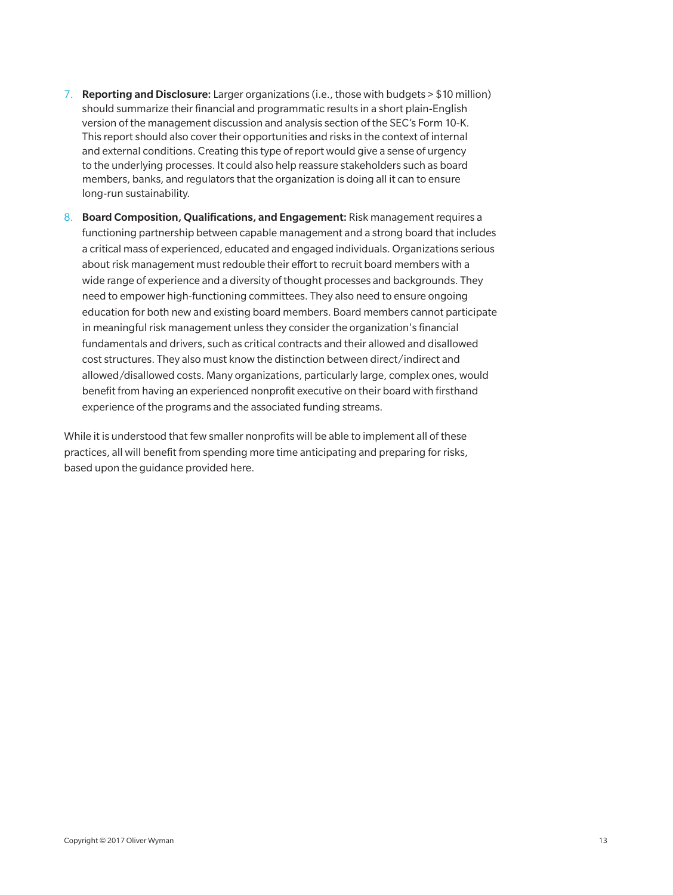7. **Reporting and Disclosure:** Larger organizations (i.e., those with budgets > $10 million) should summarize their financial and programmatic results in a short plain-English version of the management discussion and analysis section of the SEC's Form 10-K. This report should also cover their opportunities and risks in the context of internal and external conditions. Creating this type of report would give a sense of urgency to the underlying processes. It could also help reassure stakeholders such as board members, banks, and regulators that the organization is doing all it can to ensure long-run sustainability.

8. **Board Composition, Qualifications, and Engagement:** Risk management requires a functioning partnership between capable management and a strong board that includes a critical mass of experienced, educated and engaged individuals. Organizations serious about risk management must redouble their effort to recruit board members with a wide range of experience and a diversity of thought processes and backgrounds. They need to empower high-functioning committees. They also need to ensure ongoing education for both new and existing board members. Board members cannot participate in meaningful risk management unless they consider the organization's financial fundamentals and drivers, such as critical contracts and their allowed and disallowed cost structures. They also must know the distinction between direct/indirect and allowed/disallowed costs. Many organizations, particularly large, complex ones, would benefit from having an experienced nonprofit executive on their board with firsthand experience of the programs and the associated funding streams.

While it is understood that few smaller nonprofits will be able to implement all of these practices, all will benefit from spending more time anticipating and preparing for risks, based upon the guidance provided here.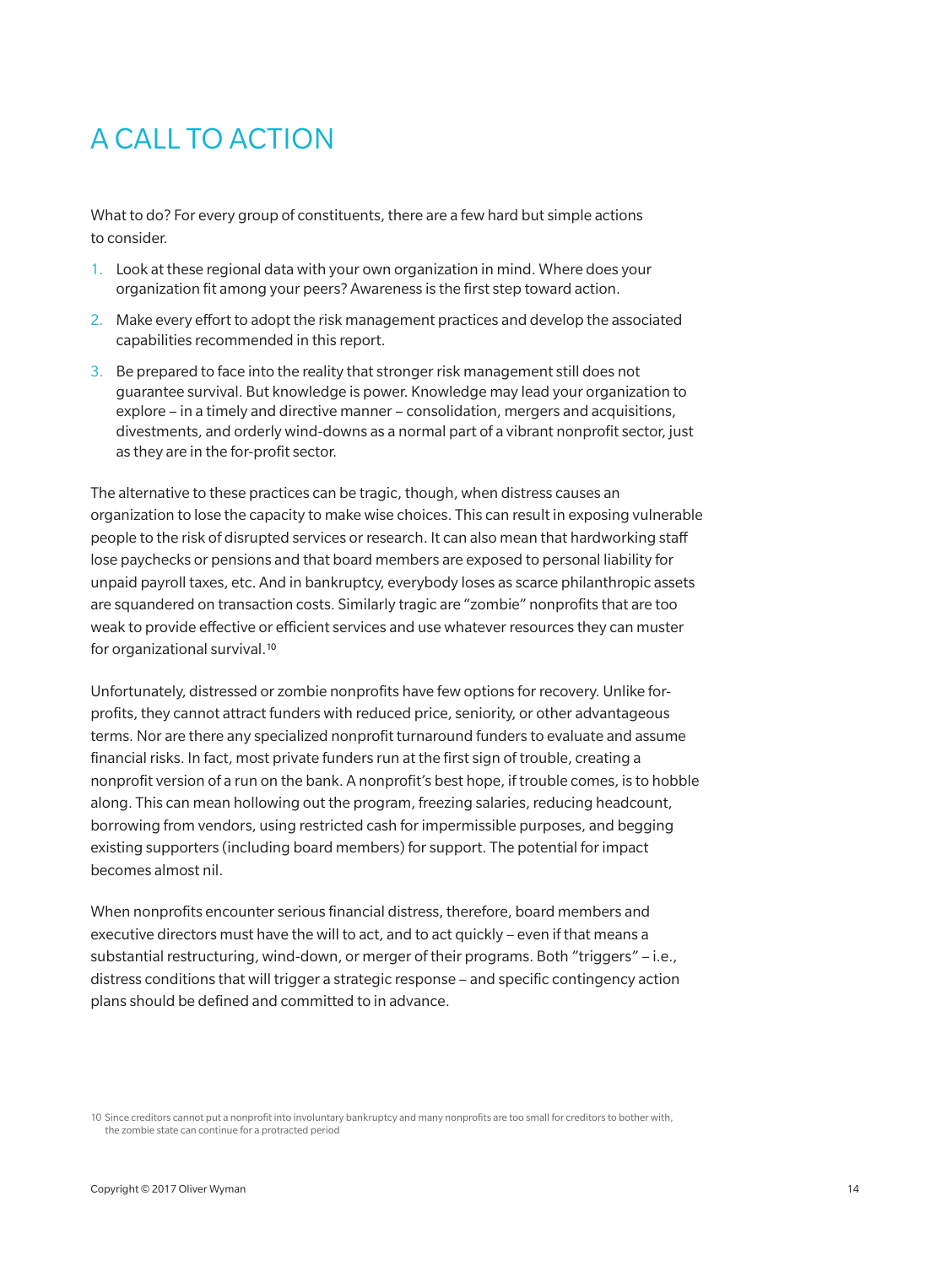# A CALL TO ACTION

What to do? For every group of constituents, there are a few hard but simple actions to consider.

1. Look at these regional data with your own organization in mind. Where does your organization fit among your peers? Awareness is the first step toward action.
2. Make every effort to adopt the risk management practices and develop the associated capabilities recommended in this report.
3. Be prepared to face into the reality that stronger risk management still does not guarantee survival. But knowledge is power. Knowledge may lead your organization to explore – in a timely and directive manner – consolidation, mergers and acquisitions, divestments, and orderly wind-downs as a normal part of a vibrant nonprofit sector, just as they are in the for-profit sector.

The alternative to these practices can be tragic, though, when distress causes an organization to lose the capacity to make wise choices. This can result in exposing vulnerable people to the risk of disrupted services or research. It can also mean that hardworking staff lose paychecks or pensions and that board members are exposed to personal liability for unpaid payroll taxes, etc. And in bankruptcy, everybody loses as scarce philanthropic assets are squandered on transaction costs. Similarly tragic are "zombie" nonprofits that are too weak to provide effective or efficient services and use whatever resources they can muster for organizational survival.[10]

Unfortunately, distressed or zombie nonprofits have few options for recovery. Unlike for-profits, they cannot attract funders with reduced price, seniority, or other advantageous terms. Nor are there any specialized nonprofit turnaround funders to evaluate and assume financial risks. In fact, most private funders run at the first sign of trouble, creating a nonprofit version of a run on the bank. A nonprofit's best hope, if trouble comes, is to hobble along. This can mean hollowing out the program, freezing salaries, reducing headcount, borrowing from vendors, using restricted cash for impermissible purposes, and begging existing supporters (including board members) for support. The potential for impact becomes almost nil.

When nonprofits encounter serious financial distress, therefore, board members and executive directors must have the will to act, and to act quickly – even if that means a substantial restructuring, wind-down, or merger of their programs. Both "triggers" – i.e., distress conditions that will trigger a strategic response – and specific contingency action plans should be defined and committed to in advance.

10 Since creditors cannot put a nonprofit into involuntary bankruptcy and many nonprofits are too small for creditors to bother with, the zombie state can continue for a protracted period

Copyright © 2017 Oliver Wyman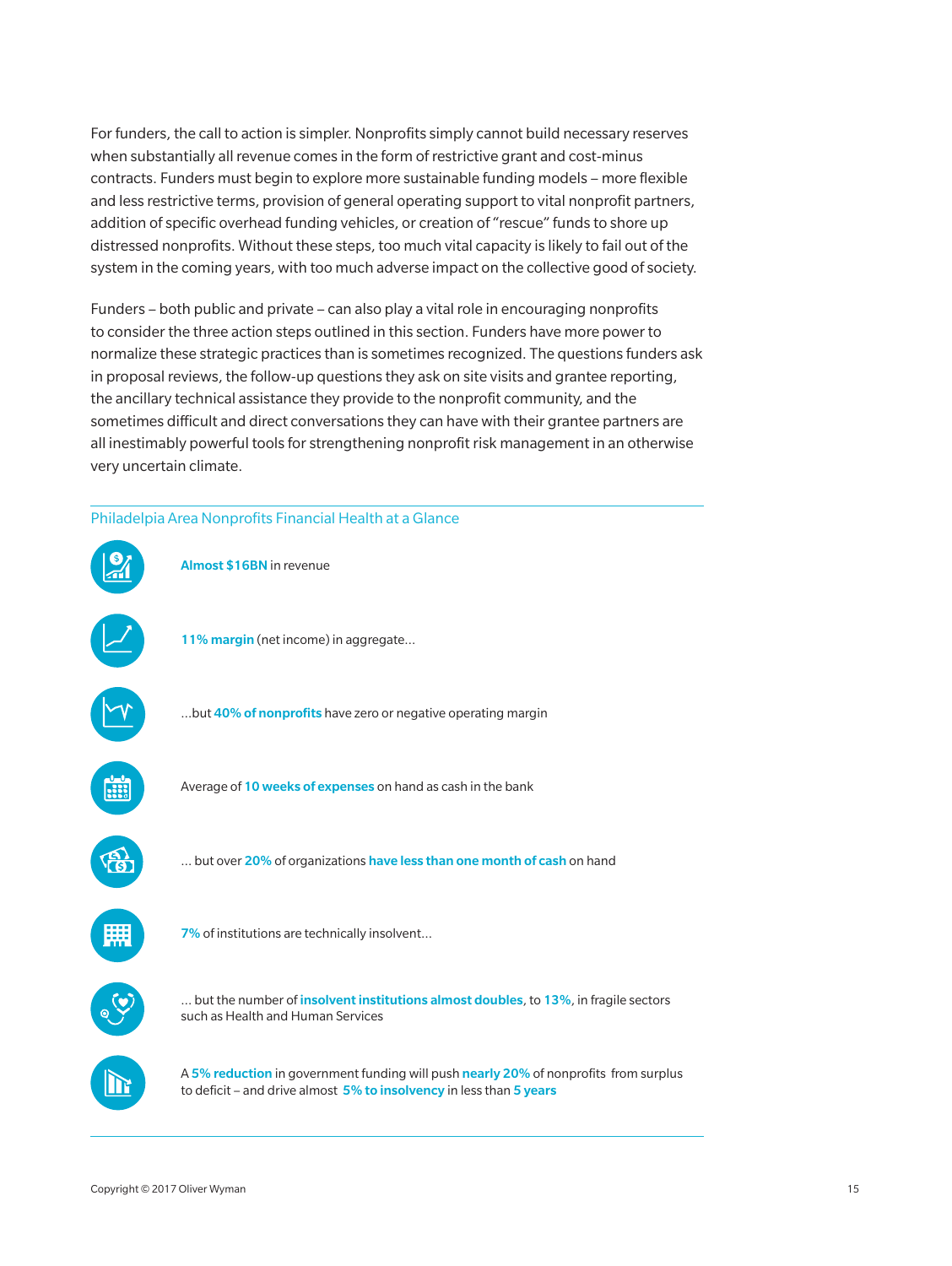For funders, the call to action is simpler. Nonprofits simply cannot build necessary reserves when substantially all revenue comes in the form of restrictive grant and cost-minus contracts. Funders must begin to explore more sustainable funding models – more flexible and less restrictive terms, provision of general operating support to vital nonprofit partners, addition of specific overhead funding vehicles, or creation of "rescue" funds to shore up distressed nonprofits. Without these steps, too much vital capacity is likely to fail out of the system in the coming years, with too much adverse impact on the collective good of society.

Funders – both public and private – can also play a vital role in encouraging nonprofits to consider the three action steps outlined in this section. Funders have more power to normalize these strategic practices than is sometimes recognized. The questions funders ask in proposal reviews, the follow-up questions they ask on site visits and grantee reporting, the ancillary technical assistance they provide to the nonprofit community, and the sometimes difficult and direct conversations they can have with their grantee partners are all inestimably powerful tools for strengthening nonprofit risk management in an otherwise very uncertain climate.

## Philadelpia Area Nonprofits Financial Health at a Glance

- **Almost $16BN** in revenue
- **11% margin** (net income) in aggregate...
- ...but **40% of nonprofits** have zero or negative operating margin
- Average of **10 weeks of expenses** on hand as cash in the bank
- ... but over **20%** of organizations **have less than one month of cash** on hand
- **7%** of institutions are technically insolvent...
- ... but the number of **insolvent institutions almost doubles**, to **13%**, in fragile sectors such as Health and Human Services
- A **5% reduction** in government funding will push **nearly 20%** of nonprofits from surplus to deficit – and drive almost **5% to insolvency** in less than **5 years**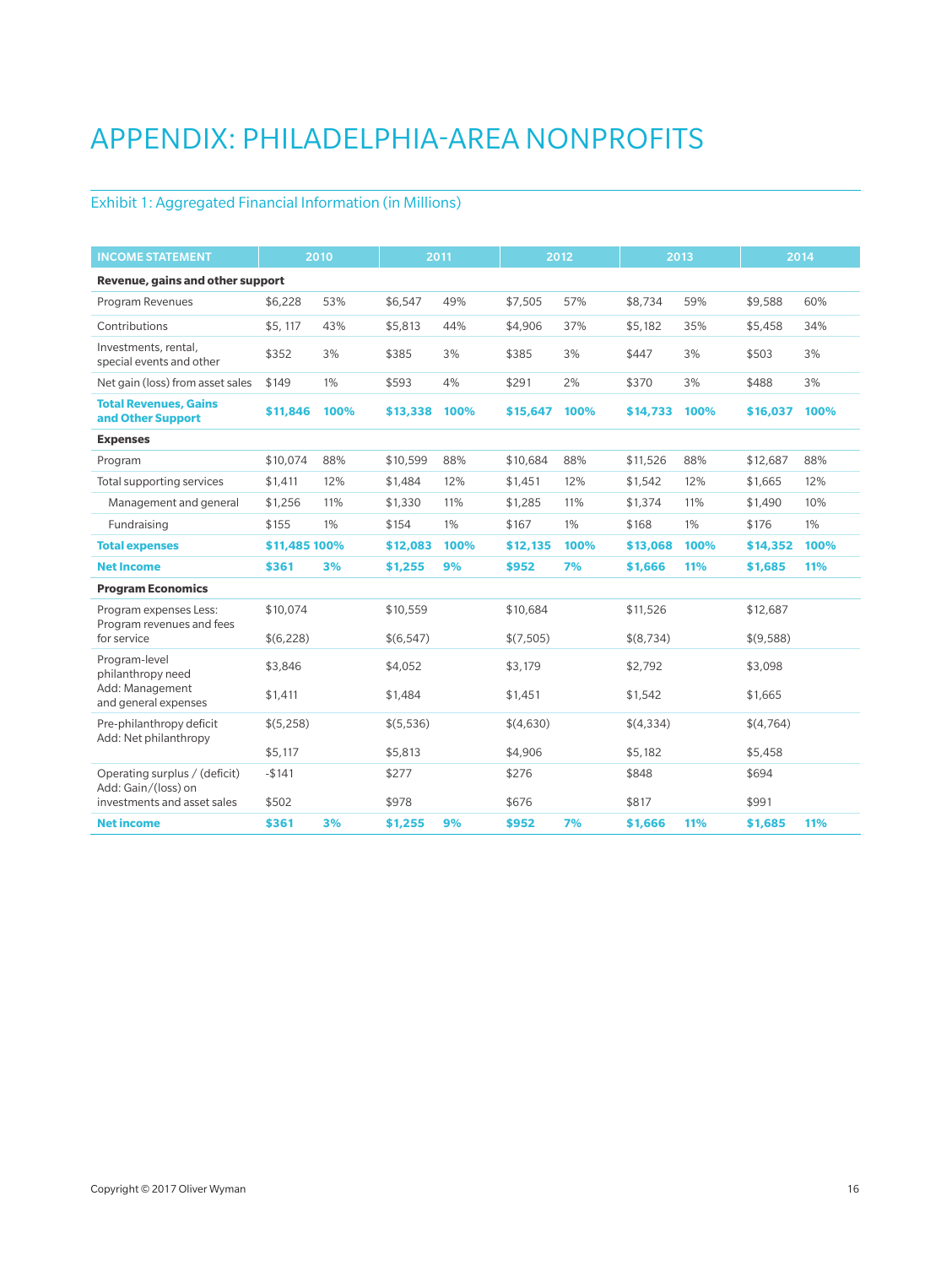# APPENDIX: PHILADELPHIA-AREA NONPROFITS

## Exhibit 1: Aggregated Financial Information (in Millions)

| INCOME STATEMENT | 2010 | | 2011 | | 2012 | | 2013 | | 2014 | |
|---|---|---|---|---|---|---|---|---|---|---|
| **Revenue, gains and other support** | | | | | | | | | | |
| Program Revenues | $6,228 | 53% | $6,547 | 49% | $7,505 | 57% | $8,734 | 59% | $9,588 | 60% |
| Contributions | $5, 117 | 43% | $5,813 | 44% | $4,906 | 37% | $5,182 | 35% | $5,458 | 34% |
| Investments, rental, special events and other | $352 | 3% | $385 | 3% | $385 | 3% | $447 | 3% | $503 | 3% |
| Net gain (loss) from asset sales | $149 | 1% | $593 | 4% | $291 | 2% | $370 | 3% | $488 | 3% |
| **Total Revenues, Gains and Other Support** | **$11,846** | **100%** | **$13,338** | **100%** | **$15,647** | **100%** | **$14,733** | **100%** | **$16,037** | **100%** |
| **Expenses** | | | | | | | | | | |
| Program | $10,074 | 88% | $10,599 | 88% | $10,684 | 88% | $11,526 | 88% | $12,687 | 88% |
| Total supporting services | $1,411 | 12% | $1,484 | 12% | $1,451 | 12% | $1,542 | 12% | $1,665 | 12% |
| Management and general | $1,256 | 11% | $1,330 | 11% | $1,285 | 11% | $1,374 | 11% | $1,490 | 10% |
| Fundraising | $155 | 1% | $154 | 1% | $167 | 1% | $168 | 1% | $176 | 1% |
| **Total expenses** | **$11,485** | **100%** | **$12,083** | **100%** | **$12,135** | **100%** | **$13,068** | **100%** | **$14,352** | **100%** |
| **Net Income** | **$361** | **3%** | **$1,255** | **9%** | **$952** | **7%** | **$1,666** | **11%** | **$1,685** | **11%** |
| **Program Economics** | | | | | | | | | | |
| Program expenses Less: | $10,074 | | $10,559 | | $10,684 | | $11,526 | | $12,687 | |
| Program revenues and fees for service | $(6,228) | | $(6,547) | | $(7,505) | | $(8,734) | | $(9,588) | |
| Program-level philanthropy need | $3,846 | | $4,052 | | $3,179 | | $2,792 | | $3,098 | |
| Add: Management and general expenses | $1,411 | | $1,484 | | $1,451 | | $1,542 | | $1,665 | |
| Pre-philanthropy deficit | $(5,258) | | $(5,536) | | $(4,630) | | $(4,334) | | $(4,764) | |
| Add: Net philanthropy | $5,117 | | $5,813 | | $4,906 | | $5,182 | | $5,458 | |
| Operating surplus / (deficit) | -$141 | | $277 | | $276 | | $848 | | $694 | |
| Add: Gain/(loss) on investments and asset sales | $502 | | $978 | | $676 | | $817 | | $991 | |
| **Net income** | **$361** | **3%** | **$1,255** | **9%** | **$952** | **7%** | **$1,666** | **11%** | **$1,685** | **11%** |

Copyright © 2017 Oliver Wyman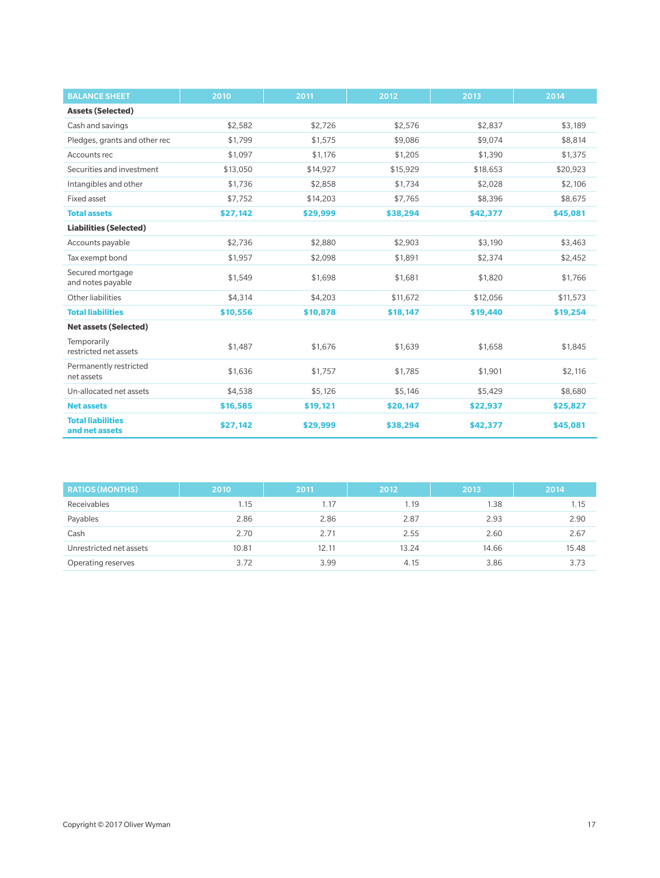| BALANCE SHEET | 2010 | 2011 | 2012 | 2013 | 2014 |
|---|---|---|---|---|---|
| **Assets (Selected)** | | | | | |
| Cash and savings | $2,582 | $2,726 | $2,576 | $2,837 | $3,189 |
| Pledges, grants and other rec | $1,799 | $1,575 | $9,086 | $9,074 | $8,814 |
| Accounts rec | $1,097 | $1,176 | $1,205 | $1,390 | $1,375 |
| Securities and investment | $13,050 | $14,927 | $15,929 | $18,653 | $20,923 |
| Intangibles and other | $1,736 | $2,858 | $1,734 | $2,028 | $2,106 |
| Fixed asset | $7,752 | $14,203 | $7,765 | $8,396 | $8,675 |
| **Total assets** | **$27,142** | **$29,999** | **$38,294** | **$42,377** | **$45,081** |
| **Liabilities (Selected)** | | | | | |
| Accounts payable | $2,736 | $2,880 | $2,903 | $3,190 | $3,463 |
| Tax exempt bond | $1,957 | $2,098 | $1,891 | $2,374 | $2,452 |
| Secured mortgage and notes payable | $1,549 | $1,698 | $1,681 | $1,820 | $1,766 |
| Other liabilities | $4,314 | $4,203 | $11,672 | $12,056 | $11,573 |
| **Total liabilities** | **$10,556** | **$10,878** | **$18,147** | **$19,440** | **$19,254** |
| **Net assets (Selected)** | | | | | |
| Temporarily restricted net assets | $1,487 | $1,676 | $1,639 | $1,658 | $1,845 |
| Permanently restricted net assets | $1,636 | $1,757 | $1,785 | $1,901 | $2,116 |
| Un-allocated net assets | $4,538 | $5,126 | $5,146 | $5,429 | $8,680 |
| **Net assets** | **$16,585** | **$19,121** | **$20,147** | **$22,937** | **$25,827** |
| **Total liabilities and net assets** | **$27,142** | **$29,999** | **$38,294** | **$42,377** | **$45,081** |

| RATIOS (MONTHS) | 2010 | 2011 | 2012 | 2013 | 2014 |
|---|---|---|---|---|---|
| Receivables | 1.15 | 1.17 | 1.19 | 1.38 | 1.15 |
| Payables | 2.86 | 2.86 | 2.87 | 2.93 | 2.90 |
| Cash | 2.70 | 2.71 | 2.55 | 2.60 | 2.67 |
| Unrestricted net assets | 10.81 | 12.11 | 13.24 | 14.66 | 15.48 |
| Operating reserves | 3.72 | 3.99 | 4.15 | 3.86 | 3.73 |

Copyright © 2017 Oliver Wyman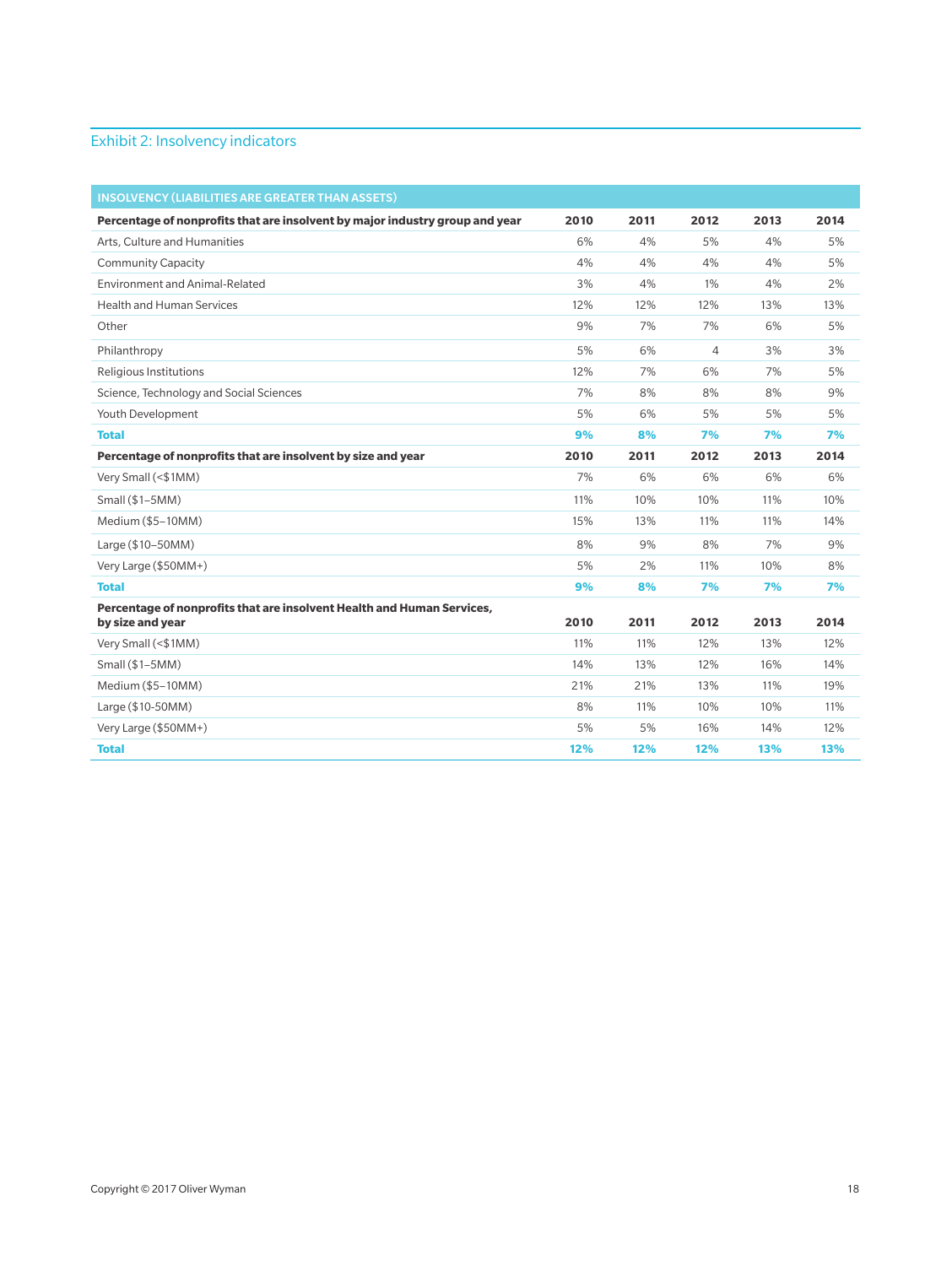## Exhibit 2: Insolvency indicators

| INSOLVENCY (LIABILITIES ARE GREATER THAN ASSETS) | | | | | |
|---|---|---|---|---|---|
| **Percentage of nonprofits that are insolvent by major industry group and year** | **2010** | **2011** | **2012** | **2013** | **2014** |
| Arts, Culture and Humanities | 6% | 4% | 5% | 4% | 5% |
| Community Capacity | 4% | 4% | 4% | 4% | 5% |
| Environment and Animal-Related | 3% | 4% | 1% | 4% | 2% |
| Health and Human Services | 12% | 12% | 12% | 13% | 13% |
| Other | 9% | 7% | 7% | 6% | 5% |
| Philanthropy | 5% | 6% | 4 | 3% | 3% |
| Religious Institutions | 12% | 7% | 6% | 7% | 5% |
| Science, Technology and Social Sciences | 7% | 8% | 8% | 8% | 9% |
| Youth Development | 5% | 6% | 5% | 5% | 5% |
| **Total** | **9%** | **8%** | **7%** | **7%** | **7%** |
| **Percentage of nonprofits that are insolvent by size and year** | **2010** | **2011** | **2012** | **2013** | **2014** |
| Very Small (<$1MM) | 7% | 6% | 6% | 6% | 6% |
| Small ($1–5MM) | 11% | 10% | 10% | 11% | 10% |
| Medium ($5–10MM) | 15% | 13% | 11% | 11% | 14% |
| Large ($10–50MM) | 8% | 9% | 8% | 7% | 9% |
| Very Large ($50MM+) | 5% | 2% | 11% | 10% | 8% |
| **Total** | **9%** | **8%** | **7%** | **7%** | **7%** |
| **Percentage of nonprofits that are insolvent Health and Human Services, by size and year** | **2010** | **2011** | **2012** | **2013** | **2014** |
| Very Small (<$1MM) | 11% | 11% | 12% | 13% | 12% |
| Small ($1–5MM) | 14% | 13% | 12% | 16% | 14% |
| Medium ($5–10MM) | 21% | 21% | 13% | 11% | 19% |
| Large ($10-50MM) | 8% | 11% | 10% | 10% | 11% |
| Very Large ($50MM+) | 5% | 5% | 16% | 14% | 12% |
| **Total** | **12%** | **12%** | **12%** | **13%** | **13%** |

Copyright © 2017 Oliver Wyman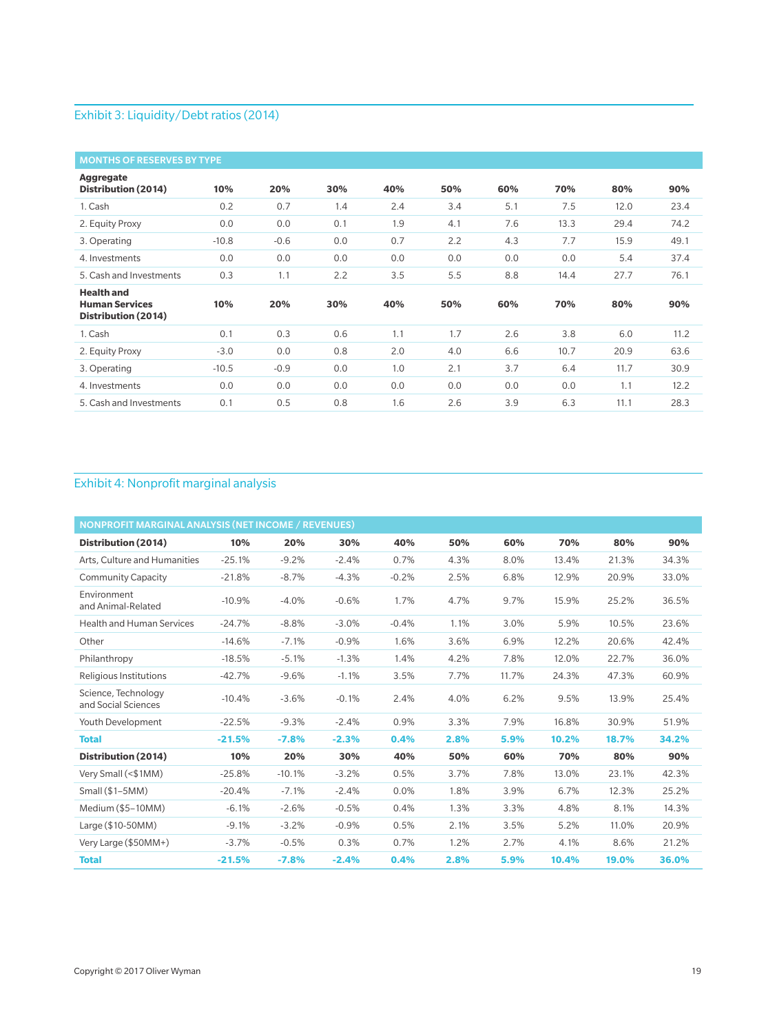## Exhibit 3: Liquidity/Debt ratios (2014)

| MONTHS OF RESERVES BY TYPE | | | | | | | | | |
|---|---|---|---|---|---|---|---|---|---|
| **Aggregate Distribution (2014)** | **10%** | **20%** | **30%** | **40%** | **50%** | **60%** | **70%** | **80%** | **90%** |
| 1. Cash | 0.2 | 0.7 | 1.4 | 2.4 | 3.4 | 5.1 | 7.5 | 12.0 | 23.4 |
| 2. Equity Proxy | 0.0 | 0.0 | 0.1 | 1.9 | 4.1 | 7.6 | 13.3 | 29.4 | 74.2 |
| 3. Operating | -10.8 | -0.6 | 0.0 | 0.7 | 2.2 | 4.3 | 7.7 | 15.9 | 49.1 |
| 4. Investments | 0.0 | 0.0 | 0.0 | 0.0 | 0.0 | 0.0 | 0.0 | 5.4 | 37.4 |
| 5. Cash and Investments | 0.3 | 1.1 | 2.2 | 3.5 | 5.5 | 8.8 | 14.4 | 27.7 | 76.1 |
| **Health and Human Services Distribution (2014)** | **10%** | **20%** | **30%** | **40%** | **50%** | **60%** | **70%** | **80%** | **90%** |
| 1. Cash | 0.1 | 0.3 | 0.6 | 1.1 | 1.7 | 2.6 | 3.8 | 6.0 | 11.2 |
| 2. Equity Proxy | -3.0 | 0.0 | 0.8 | 2.0 | 4.0 | 6.6 | 10.7 | 20.9 | 63.6 |
| 3. Operating | -10.5 | -0.9 | 0.0 | 1.0 | 2.1 | 3.7 | 6.4 | 11.7 | 30.9 |
| 4. Investments | 0.0 | 0.0 | 0.0 | 0.0 | 0.0 | 0.0 | 0.0 | 1.1 | 12.2 |
| 5. Cash and Investments | 0.1 | 0.5 | 0.8 | 1.6 | 2.6 | 3.9 | 6.3 | 11.1 | 28.3 |

## Exhibit 4: Nonprofit marginal analysis

| NONPROFIT MARGINAL ANALYSIS (NET INCOME / REVENUES) | | | | | | | | | |
|---|---|---|---|---|---|---|---|---|---|
| **Distribution (2014)** | **10%** | **20%** | **30%** | **40%** | **50%** | **60%** | **70%** | **80%** | **90%** |
| Arts, Culture and Humanities | -25.1% | -9.2% | -2.4% | 0.7% | 4.3% | 8.0% | 13.4% | 21.3% | 34.3% |
| Community Capacity | -21.8% | -8.7% | -4.3% | -0.2% | 2.5% | 6.8% | 12.9% | 20.9% | 33.0% |
| Environment and Animal-Related | -10.9% | -4.0% | -0.6% | 1.7% | 4.7% | 9.7% | 15.9% | 25.2% | 36.5% |
| Health and Human Services | -24.7% | -8.8% | -3.0% | -0.4% | 1.1% | 3.0% | 5.9% | 10.5% | 23.6% |
| Other | -14.6% | -7.1% | -0.9% | 1.6% | 3.6% | 6.9% | 12.2% | 20.6% | 42.4% |
| Philanthropy | -18.5% | -5.1% | -1.3% | 1.4% | 4.2% | 7.8% | 12.0% | 22.7% | 36.0% |
| Religious Institutions | -42.7% | -9.6% | -1.1% | 3.5% | 7.7% | 11.7% | 24.3% | 47.3% | 60.9% |
| Science, Technology and Social Sciences | -10.4% | -3.6% | -0.1% | 2.4% | 4.0% | 6.2% | 9.5% | 13.9% | 25.4% |
| Youth Development | -22.5% | -9.3% | -2.4% | 0.9% | 3.3% | 7.9% | 16.8% | 30.9% | 51.9% |
| **Total** | **-21.5%** | **-7.8%** | **-2.3%** | **0.4%** | **2.8%** | **5.9%** | **10.2%** | **18.7%** | **34.2%** |
| **Distribution (2014)** | **10%** | **20%** | **30%** | **40%** | **50%** | **60%** | **70%** | **80%** | **90%** |
| Very Small (<$1MM) | -25.8% | -10.1% | -3.2% | 0.5% | 3.7% | 7.8% | 13.0% | 23.1% | 42.3% |
| Small ($1–5MM) | -20.4% | -7.1% | -2.4% | 0.0% | 1.8% | 3.9% | 6.7% | 12.3% | 25.2% |
| Medium ($5–10MM) | -6.1% | -2.6% | -0.5% | 0.4% | 1.3% | 3.3% | 4.8% | 8.1% | 14.3% |
| Large ($10-50MM) | -9.1% | -3.2% | -0.9% | 0.5% | 2.1% | 3.5% | 5.2% | 11.0% | 20.9% |
| Very Large ($50MM+) | -3.7% | -0.5% | 0.3% | 0.7% | 1.2% | 2.7% | 4.1% | 8.6% | 21.2% |
| **Total** | **-21.5%** | **-7.8%** | **-2.4%** | **0.4%** | **2.8%** | **5.9%** | **10.4%** | **19.0%** | **36.0%** |

Copyright © 2017 Oliver Wyman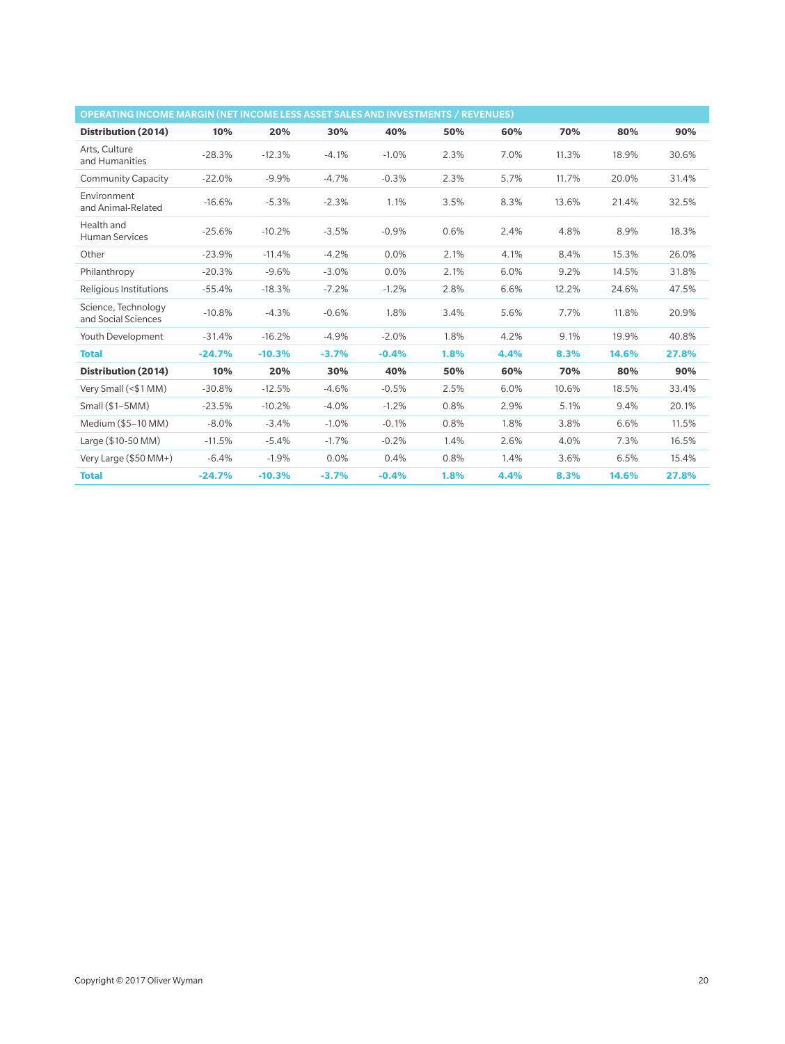| OPERATING INCOME MARGIN (NET INCOME LESS ASSET SALES AND INVESTMENTS / REVENUES) | | | | | | | | | |
|---|---|---|---|---|---|---|---|---|---|
| **Distribution (2014)** | **10%** | **20%** | **30%** | **40%** | **50%** | **60%** | **70%** | **80%** | **90%** |
| Arts, Culture and Humanities | -28.3% | -12.3% | -4.1% | -1.0% | 2.3% | 7.0% | 11.3% | 18.9% | 30.6% |
| Community Capacity | -22.0% | -9.9% | -4.7% | -0.3% | 2.3% | 5.7% | 11.7% | 20.0% | 31.4% |
| Environment and Animal-Related | -16.6% | -5.3% | -2.3% | 1.1% | 3.5% | 8.3% | 13.6% | 21.4% | 32.5% |
| Health and Human Services | -25.6% | -10.2% | -3.5% | -0.9% | 0.6% | 2.4% | 4.8% | 8.9% | 18.3% |
| Other | -23.9% | -11.4% | -4.2% | 0.0% | 2.1% | 4.1% | 8.4% | 15.3% | 26.0% |
| Philanthropy | -20.3% | -9.6% | -3.0% | 0.0% | 2.1% | 6.0% | 9.2% | 14.5% | 31.8% |
| Religious Institutions | -55.4% | -18.3% | -7.2% | -1.2% | 2.8% | 6.6% | 12.2% | 24.6% | 47.5% |
| Science, Technology and Social Sciences | -10.8% | -4.3% | -0.6% | 1.8% | 3.4% | 5.6% | 7.7% | 11.8% | 20.9% |
| Youth Development | -31.4% | -16.2% | -4.9% | -2.0% | 1.8% | 4.2% | 9.1% | 19.9% | 40.8% |
| **Total** | **-24.7%** | **-10.3%** | **-3.7%** | **-0.4%** | **1.8%** | **4.4%** | **8.3%** | **14.6%** | **27.8%** |
| **Distribution (2014)** | **10%** | **20%** | **30%** | **40%** | **50%** | **60%** | **70%** | **80%** | **90%** |
| Very Small (<$1 MM) | -30.8% | -12.5% | -4.6% | -0.5% | 2.5% | 6.0% | 10.6% | 18.5% | 33.4% |
| Small ($1–5MM) | -23.5% | -10.2% | -4.0% | -1.2% | 0.8% | 2.9% | 5.1% | 9.4% | 20.1% |
| Medium ($5–10 MM) | -8.0% | -3.4% | -1.0% | -0.1% | 0.8% | 1.8% | 3.8% | 6.6% | 11.5% |
| Large ($10-50 MM) | -11.5% | -5.4% | -1.7% | -0.2% | 1.4% | 2.6% | 4.0% | 7.3% | 16.5% |
| Very Large ($50 MM+) | -6.4% | -1.9% | 0.0% | 0.4% | 0.8% | 1.4% | 3.6% | 6.5% | 15.4% |
| **Total** | **-24.7%** | **-10.3%** | **-3.7%** | **-0.4%** | **1.8%** | **4.4%** | **8.3%** | **14.6%** | **27.8%** |

Copyright © 2017 Oliver Wyman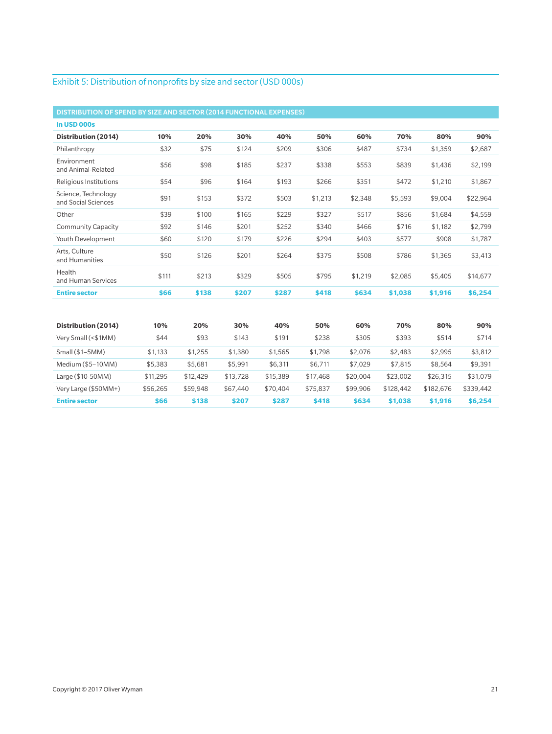## Exhibit 5: Distribution of nonprofits by size and sector (USD 000s)

**DISTRIBUTION OF SPEND BY SIZE AND SECTOR (2014 FUNCTIONAL EXPENSES)**

**In USD 000s**

| Distribution (2014) | 10% | 20% | 30% | 40% | 50% | 60% | 70% | 80% | 90% |
|---|---|---|---|---|---|---|---|---|---|
| Philanthropy | $32 | $75 | $124 | $209 | $306 | $487 | $734 | $1,359 | $2,687 |
| Environment and Animal-Related | $56 | $98 | $185 | $237 | $338 | $553 | $839 | $1,436 | $2,199 |
| Religious Institutions | $54 | $96 | $164 | $193 | $266 | $351 | $472 | $1,210 | $1,867 |
| Science, Technology and Social Sciences | $91 | $153 | $372 | $503 | $1,213 | $2,348 | $5,593 | $9,004 | $22,964 |
| Other | $39 | $100 | $165 | $229 | $327 | $517 | $856 | $1,684 | $4,559 |
| Community Capacity | $92 | $146 | $201 | $252 | $340 | $466 | $716 | $1,182 | $2,799 |
| Youth Development | $60 | $120 | $179 | $226 | $294 | $403 | $577 | $908 | $1,787 |
| Arts, Culture and Humanities | $50 | $126 | $201 | $264 | $375 | $508 | $786 | $1,365 | $3,413 |
| Health and Human Services | $111 | $213 | $329 | $505 | $795 | $1,219 | $2,085 | $5,405 | $14,677 |
| **Entire sector** | **$66** | **$138** | **$207** | **$287** | **$418** | **$634** | **$1,038** | **$1,916** | **$6,254** |

| Distribution (2014) | 10% | 20% | 30% | 40% | 50% | 60% | 70% | 80% | 90% |
|---|---|---|---|---|---|---|---|---|---|
| Very Small (<$1MM) | $44 | $93 | $143 | $191 | $238 | $305 | $393 | $514 | $714 |
| Small ($1–5MM) | $1,133 | $1,255 | $1,380 | $1,565 | $1,798 | $2,076 | $2,483 | $2,995 | $3,812 |
| Medium ($5–10MM) | $5,383 | $5,681 | $5,991 | $6,311 | $6,711 | $7,029 | $7,815 | $8,564 | $9,391 |
| Large ($10-50MM) | $11,295 | $12,429 | $13,728 | $15,389 | $17,468 | $20,004 | $23,002 | $26,315 | $31,079 |
| Very Large ($50MM+) | $56,265 | $59,948 | $67,440 | $70,404 | $75,837 | $99,906 | $128,442 | $182,676 | $339,442 |
| **Entire sector** | **$66** | **$138** | **$207** | **$287** | **$418** | **$634** | **$1,038** | **$1,916** | **$6,254** |

Copyright © 2017 Oliver Wyman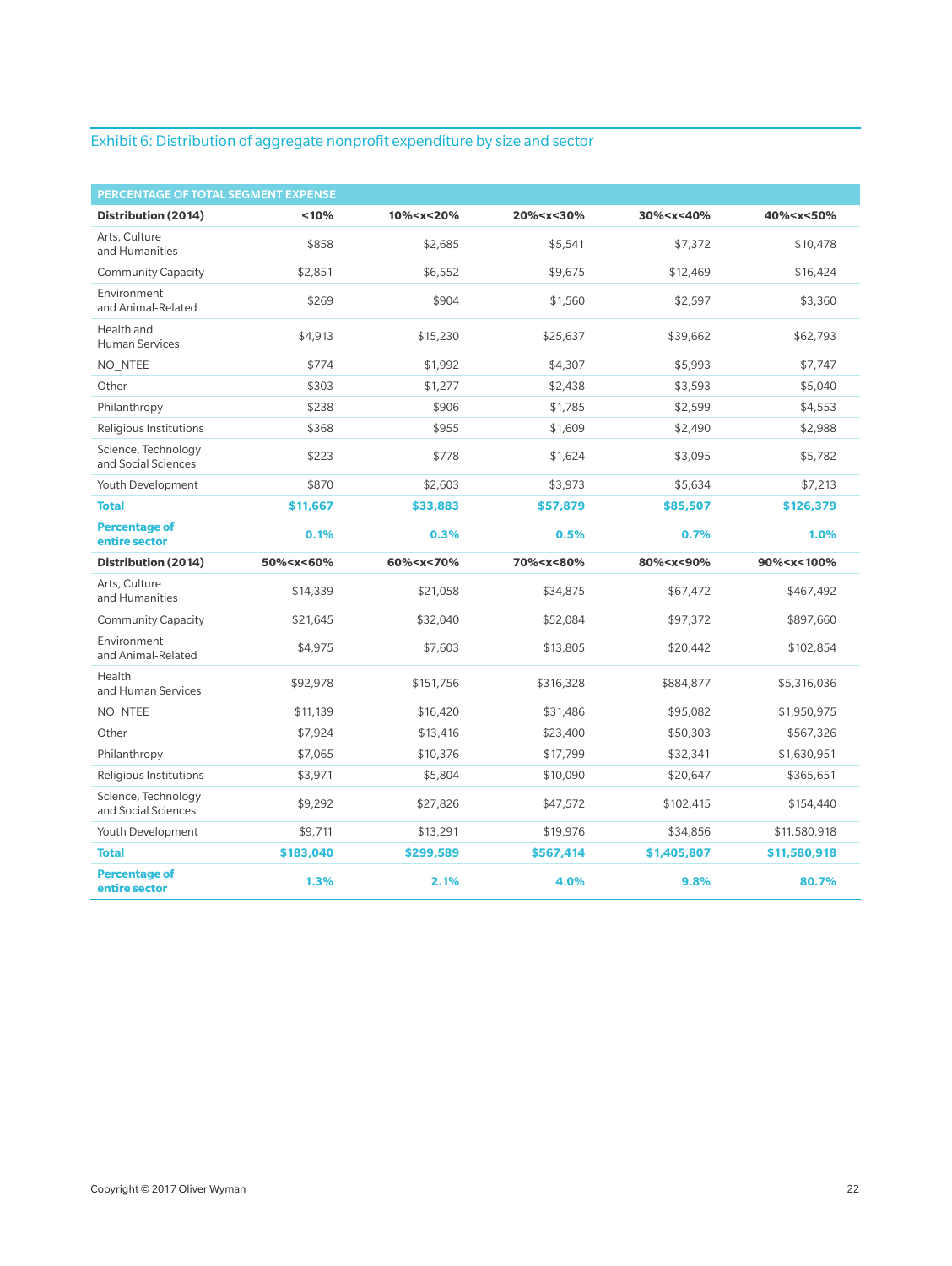## Exhibit 6: Distribution of aggregate nonprofit expenditure by size and sector

| PERCENTAGE OF TOTAL SEGMENT EXPENSE | | | | | |
|---|---|---|---|---|---|
| **Distribution (2014)** | **<10%** | **10%<x<20%** | **20%<x<30%** | **30%<x<40%** | **40%<x<50%** |
| Arts, Culture and Humanities | $858 | $2,685 | $5,541 | $7,372 | $10,478 |
| Community Capacity | $2,851 | $6,552 | $9,675 | $12,469 | $16,424 |
| Environment and Animal-Related | $269 | $904 | $1,560 | $2,597 | $3,360 |
| Health and Human Services | $4,913 | $15,230 | $25,637 | $39,662 | $62,793 |
| NO_NTEE | $774 | $1,992 | $4,307 | $5,993 | $7,747 |
| Other | $303 | $1,277 | $2,438 | $3,593 | $5,040 |
| Philanthropy | $238 | $906 | $1,785 | $2,599 | $4,553 |
| Religious Institutions | $368 | $955 | $1,609 | $2,490 | $2,988 |
| Science, Technology and Social Sciences | $223 | $778 | $1,624 | $3,095 | $5,782 |
| Youth Development | $870 | $2,603 | $3,973 | $5,634 | $7,213 |
| **Total** | **$11,667** | **$33,883** | **$57,879** | **$85,507** | **$126,379** |
| **Percentage of entire sector** | **0.1%** | **0.3%** | **0.5%** | **0.7%** | **1.0%** |
| **Distribution (2014)** | **50%<x<60%** | **60%<x<70%** | **70%<x<80%** | **80%<x<90%** | **90%<x<100%** |
| Arts, Culture and Humanities | $14,339 | $21,058 | $34,875 | $67,472 | $467,492 |
| Community Capacity | $21,645 | $32,040 | $52,084 | $97,372 | $897,660 |
| Environment and Animal-Related | $4,975 | $7,603 | $13,805 | $20,442 | $102,854 |
| Health and Human Services | $92,978 | $151,756 | $316,328 | $884,877 | $5,316,036 |
| NO_NTEE | $11,139 | $16,420 | $31,486 | $95,082 | $1,950,975 |
| Other | $7,924 | $13,416 | $23,400 | $50,303 | $567,326 |
| Philanthropy | $7,065 | $10,376 | $17,799 | $32,341 | $1,630,951 |
| Religious Institutions | $3,971 | $5,804 | $10,090 | $20,647 | $365,651 |
| Science, Technology and Social Sciences | $9,292 | $27,826 | $47,572 | $102,415 | $154,440 |
| Youth Development | $9,711 | $13,291 | $19,976 | $34,856 | $11,580,918 |
| **Total** | **$183,040** | **$299,589** | **$567,414** | **$1,405,807** | **$11,580,918** |
| **Percentage of entire sector** | **1.3%** | **2.1%** | **4.0%** | **9.8%** | **80.7%** |

Copyright © 2017 Oliver Wyman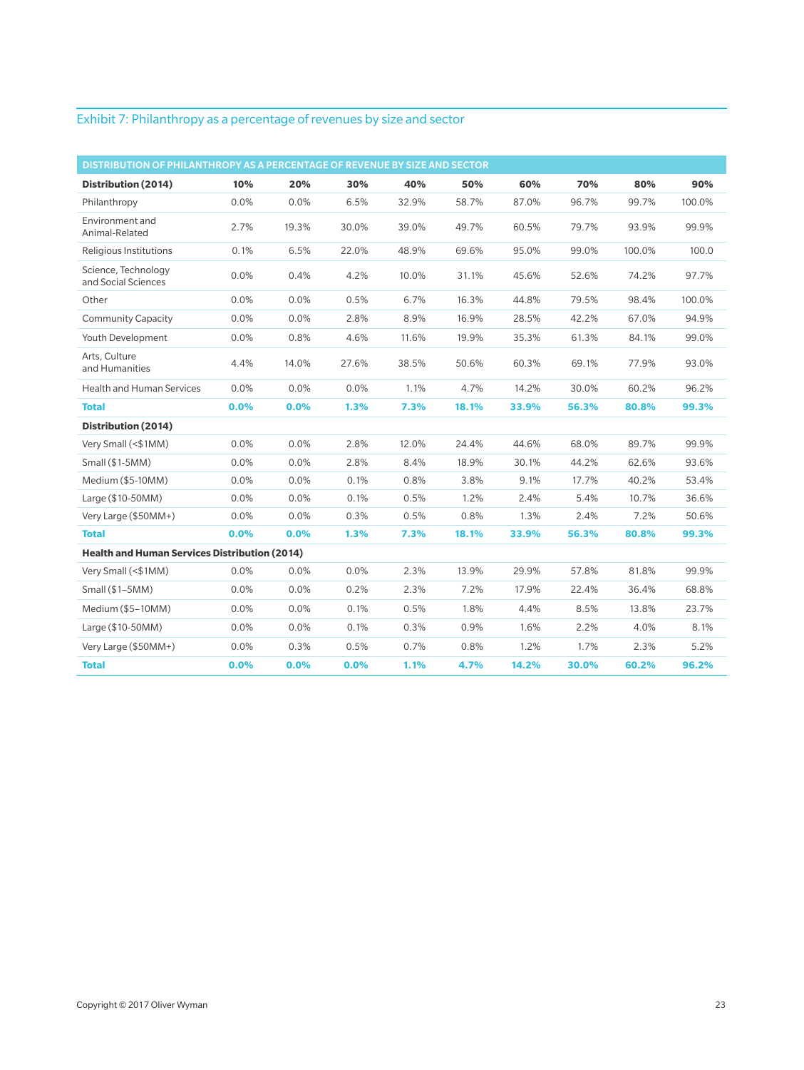## Exhibit 7: Philanthropy as a percentage of revenues by size and sector

| DISTRIBUTION OF PHILANTHROPY AS A PERCENTAGE OF REVENUE BY SIZE AND SECTOR | | | | | | | | | |
|---|---|---|---|---|---|---|---|---|---|
| **Distribution (2014)** | **10%** | **20%** | **30%** | **40%** | **50%** | **60%** | **70%** | **80%** | **90%** |
| Philanthropy | 0.0% | 0.0% | 6.5% | 32.9% | 58.7% | 87.0% | 96.7% | 99.7% | 100.0% |
| Environment and Animal-Related | 2.7% | 19.3% | 30.0% | 39.0% | 49.7% | 60.5% | 79.7% | 93.9% | 99.9% |
| Religious Institutions | 0.1% | 6.5% | 22.0% | 48.9% | 69.6% | 95.0% | 99.0% | 100.0% | 100.0 |
| Science, Technology and Social Sciences | 0.0% | 0.4% | 4.2% | 10.0% | 31.1% | 45.6% | 52.6% | 74.2% | 97.7% |
| Other | 0.0% | 0.0% | 0.5% | 6.7% | 16.3% | 44.8% | 79.5% | 98.4% | 100.0% |
| Community Capacity | 0.0% | 0.0% | 2.8% | 8.9% | 16.9% | 28.5% | 42.2% | 67.0% | 94.9% |
| Youth Development | 0.0% | 0.8% | 4.6% | 11.6% | 19.9% | 35.3% | 61.3% | 84.1% | 99.0% |
| Arts, Culture and Humanities | 4.4% | 14.0% | 27.6% | 38.5% | 50.6% | 60.3% | 69.1% | 77.9% | 93.0% |
| Health and Human Services | 0.0% | 0.0% | 0.0% | 1.1% | 4.7% | 14.2% | 30.0% | 60.2% | 96.2% |
| **Total** | **0.0%** | **0.0%** | **1.3%** | **7.3%** | **18.1%** | **33.9%** | **56.3%** | **80.8%** | **99.3%** |
| **Distribution (2014)** | | | | | | | | | |
| Very Small (<$1MM) | 0.0% | 0.0% | 2.8% | 12.0% | 24.4% | 44.6% | 68.0% | 89.7% | 99.9% |
| Small ($1-5MM) | 0.0% | 0.0% | 2.8% | 8.4% | 18.9% | 30.1% | 44.2% | 62.6% | 93.6% |
| Medium ($5-10MM) | 0.0% | 0.0% | 0.1% | 0.8% | 3.8% | 9.1% | 17.7% | 40.2% | 53.4% |
| Large ($10-50MM) | 0.0% | 0.0% | 0.1% | 0.5% | 1.2% | 2.4% | 5.4% | 10.7% | 36.6% |
| Very Large ($50MM+) | 0.0% | 0.0% | 0.3% | 0.5% | 0.8% | 1.3% | 2.4% | 7.2% | 50.6% |
| **Total** | **0.0%** | **0.0%** | **1.3%** | **7.3%** | **18.1%** | **33.9%** | **56.3%** | **80.8%** | **99.3%** |
| **Health and Human Services Distribution (2014)** | | | | | | | | | |
| Very Small (<$1MM) | 0.0% | 0.0% | 0.0% | 2.3% | 13.9% | 29.9% | 57.8% | 81.8% | 99.9% |
| Small ($1–5MM) | 0.0% | 0.0% | 0.2% | 2.3% | 7.2% | 17.9% | 22.4% | 36.4% | 68.8% |
| Medium ($5–10MM) | 0.0% | 0.0% | 0.1% | 0.5% | 1.8% | 4.4% | 8.5% | 13.8% | 23.7% |
| Large ($10-50MM) | 0.0% | 0.0% | 0.1% | 0.3% | 0.9% | 1.6% | 2.2% | 4.0% | 8.1% |
| Very Large ($50MM+) | 0.0% | 0.3% | 0.5% | 0.7% | 0.8% | 1.2% | 1.7% | 2.3% | 5.2% |
| **Total** | **0.0%** | **0.0%** | **0.0%** | **1.1%** | **4.7%** | **14.2%** | **30.0%** | **60.2%** | **96.2%** |

Copyright © 2017 Oliver Wyman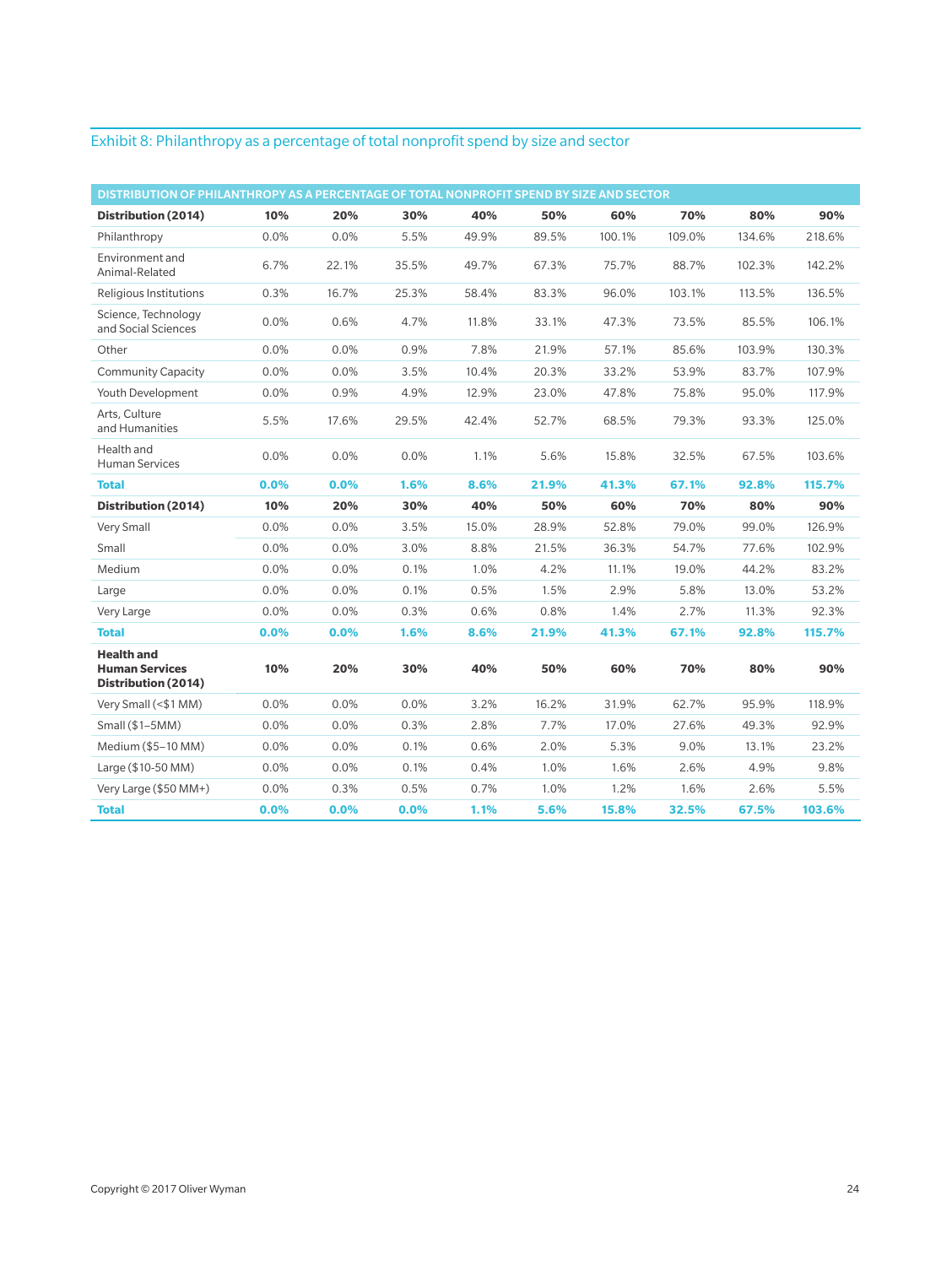## Exhibit 8: Philanthropy as a percentage of total nonprofit spend by size and sector

| DISTRIBUTION OF PHILANTHROPY AS A PERCENTAGE OF TOTAL NONPROFIT SPEND BY SIZE AND SECTOR | | | | | | | | | |
|---|---|---|---|---|---|---|---|---|---|
| **Distribution (2014)** | **10%** | **20%** | **30%** | **40%** | **50%** | **60%** | **70%** | **80%** | **90%** |
| Philanthropy | 0.0% | 0.0% | 5.5% | 49.9% | 89.5% | 100.1% | 109.0% | 134.6% | 218.6% |
| Environment and Animal-Related | 6.7% | 22.1% | 35.5% | 49.7% | 67.3% | 75.7% | 88.7% | 102.3% | 142.2% |
| Religious Institutions | 0.3% | 16.7% | 25.3% | 58.4% | 83.3% | 96.0% | 103.1% | 113.5% | 136.5% |
| Science, Technology and Social Sciences | 0.0% | 0.6% | 4.7% | 11.8% | 33.1% | 47.3% | 73.5% | 85.5% | 106.1% |
| Other | 0.0% | 0.0% | 0.9% | 7.8% | 21.9% | 57.1% | 85.6% | 103.9% | 130.3% |
| Community Capacity | 0.0% | 0.0% | 3.5% | 10.4% | 20.3% | 33.2% | 53.9% | 83.7% | 107.9% |
| Youth Development | 0.0% | 0.9% | 4.9% | 12.9% | 23.0% | 47.8% | 75.8% | 95.0% | 117.9% |
| Arts, Culture and Humanities | 5.5% | 17.6% | 29.5% | 42.4% | 52.7% | 68.5% | 79.3% | 93.3% | 125.0% |
| Health and Human Services | 0.0% | 0.0% | 0.0% | 1.1% | 5.6% | 15.8% | 32.5% | 67.5% | 103.6% |
| **Total** | **0.0%** | **0.0%** | **1.6%** | **8.6%** | **21.9%** | **41.3%** | **67.1%** | **92.8%** | **115.7%** |
| **Distribution (2014)** | **10%** | **20%** | **30%** | **40%** | **50%** | **60%** | **70%** | **80%** | **90%** |
| Very Small | 0.0% | 0.0% | 3.5% | 15.0% | 28.9% | 52.8% | 79.0% | 99.0% | 126.9% |
| Small | 0.0% | 0.0% | 3.0% | 8.8% | 21.5% | 36.3% | 54.7% | 77.6% | 102.9% |
| Medium | 0.0% | 0.0% | 0.1% | 1.0% | 4.2% | 11.1% | 19.0% | 44.2% | 83.2% |
| Large | 0.0% | 0.0% | 0.1% | 0.5% | 1.5% | 2.9% | 5.8% | 13.0% | 53.2% |
| Very Large | 0.0% | 0.0% | 0.3% | 0.6% | 0.8% | 1.4% | 2.7% | 11.3% | 92.3% |
| **Total** | **0.0%** | **0.0%** | **1.6%** | **8.6%** | **21.9%** | **41.3%** | **67.1%** | **92.8%** | **115.7%** |
| **Health and Human Services Distribution (2014)** | **10%** | **20%** | **30%** | **40%** | **50%** | **60%** | **70%** | **80%** | **90%** |
| Very Small (<$1 MM) | 0.0% | 0.0% | 0.0% | 3.2% | 16.2% | 31.9% | 62.7% | 95.9% | 118.9% |
| Small ($1–5MM) | 0.0% | 0.0% | 0.3% | 2.8% | 7.7% | 17.0% | 27.6% | 49.3% | 92.9% |
| Medium ($5–10 MM) | 0.0% | 0.0% | 0.1% | 0.6% | 2.0% | 5.3% | 9.0% | 13.1% | 23.2% |
| Large ($10-50 MM) | 0.0% | 0.0% | 0.1% | 0.4% | 1.0% | 1.6% | 2.6% | 4.9% | 9.8% |
| Very Large ($50 MM+) | 0.0% | 0.3% | 0.5% | 0.7% | 1.0% | 1.2% | 1.6% | 2.6% | 5.5% |
| **Total** | **0.0%** | **0.0%** | **0.0%** | **1.1%** | **5.6%** | **15.8%** | **32.5%** | **67.5%** | **103.6%** |

Copyright © 2017 Oliver Wyman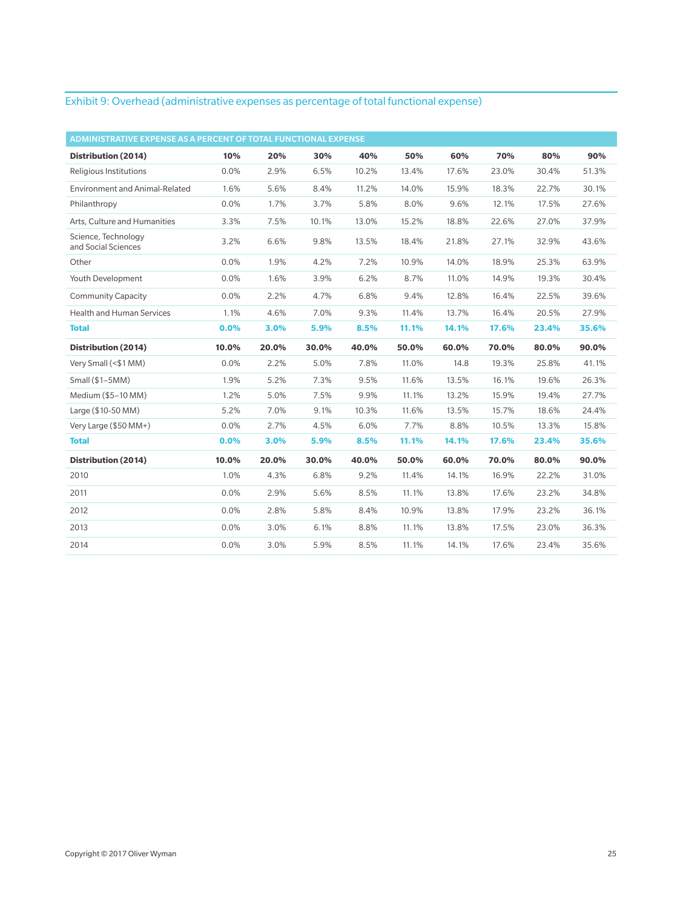## Exhibit 9: Overhead (administrative expenses as percentage of total functional expense)

| ADMINISTRATIVE EXPENSE AS A PERCENT OF TOTAL FUNCTIONAL EXPENSE | | | | | | | | | |
|---|---|---|---|---|---|---|---|---|---|
| **Distribution (2014)** | **10%** | **20%** | **30%** | **40%** | **50%** | **60%** | **70%** | **80%** | **90%** |
| Religious Institutions | 0.0% | 2.9% | 6.5% | 10.2% | 13.4% | 17.6% | 23.0% | 30.4% | 51.3% |
| Environment and Animal-Related | 1.6% | 5.6% | 8.4% | 11.2% | 14.0% | 15.9% | 18.3% | 22.7% | 30.1% |
| Philanthropy | 0.0% | 1.7% | 3.7% | 5.8% | 8.0% | 9.6% | 12.1% | 17.5% | 27.6% |
| Arts, Culture and Humanities | 3.3% | 7.5% | 10.1% | 13.0% | 15.2% | 18.8% | 22.6% | 27.0% | 37.9% |
| Science, Technology and Social Sciences | 3.2% | 6.6% | 9.8% | 13.5% | 18.4% | 21.8% | 27.1% | 32.9% | 43.6% |
| Other | 0.0% | 1.9% | 4.2% | 7.2% | 10.9% | 14.0% | 18.9% | 25.3% | 63.9% |
| Youth Development | 0.0% | 1.6% | 3.9% | 6.2% | 8.7% | 11.0% | 14.9% | 19.3% | 30.4% |
| Community Capacity | 0.0% | 2.2% | 4.7% | 6.8% | 9.4% | 12.8% | 16.4% | 22.5% | 39.6% |
| Health and Human Services | 1.1% | 4.6% | 7.0% | 9.3% | 11.4% | 13.7% | 16.4% | 20.5% | 27.9% |
| **Total** | **0.0%** | **3.0%** | **5.9%** | **8.5%** | **11.1%** | **14.1%** | **17.6%** | **23.4%** | **35.6%** |
| **Distribution (2014)** | **10.0%** | **20.0%** | **30.0%** | **40.0%** | **50.0%** | **60.0%** | **70.0%** | **80.0%** | **90.0%** |
| Very Small (<$1 MM) | 0.0% | 2.2% | 5.0% | 7.8% | 11.0% | 14.8 | 19.3% | 25.8% | 41.1% |
| Small ($1–5MM) | 1.9% | 5.2% | 7.3% | 9.5% | 11.6% | 13.5% | 16.1% | 19.6% | 26.3% |
| Medium ($5–10 MM) | 1.2% | 5.0% | 7.5% | 9.9% | 11.1% | 13.2% | 15.9% | 19.4% | 27.7% |
| Large ($10-50 MM) | 5.2% | 7.0% | 9.1% | 10.3% | 11.6% | 13.5% | 15.7% | 18.6% | 24.4% |
| Very Large ($50 MM+) | 0.0% | 2.7% | 4.5% | 6.0% | 7.7% | 8.8% | 10.5% | 13.3% | 15.8% |
| **Total** | **0.0%** | **3.0%** | **5.9%** | **8.5%** | **11.1%** | **14.1%** | **17.6%** | **23.4%** | **35.6%** |
| **Distribution (2014)** | **10.0%** | **20.0%** | **30.0%** | **40.0%** | **50.0%** | **60.0%** | **70.0%** | **80.0%** | **90.0%** |
| 2010 | 1.0% | 4.3% | 6.8% | 9.2% | 11.4% | 14.1% | 16.9% | 22.2% | 31.0% |
| 2011 | 0.0% | 2.9% | 5.6% | 8.5% | 11.1% | 13.8% | 17.6% | 23.2% | 34.8% |
| 2012 | 0.0% | 2.8% | 5.8% | 8.4% | 10.9% | 13.8% | 17.9% | 23.2% | 36.1% |
| 2013 | 0.0% | 3.0% | 6.1% | 8.8% | 11.1% | 13.8% | 17.5% | 23.0% | 36.3% |
| 2014 | 0.0% | 3.0% | 5.9% | 8.5% | 11.1% | 14.1% | 17.6% | 23.4% | 35.6% |

Copyright © 2017 Oliver Wyman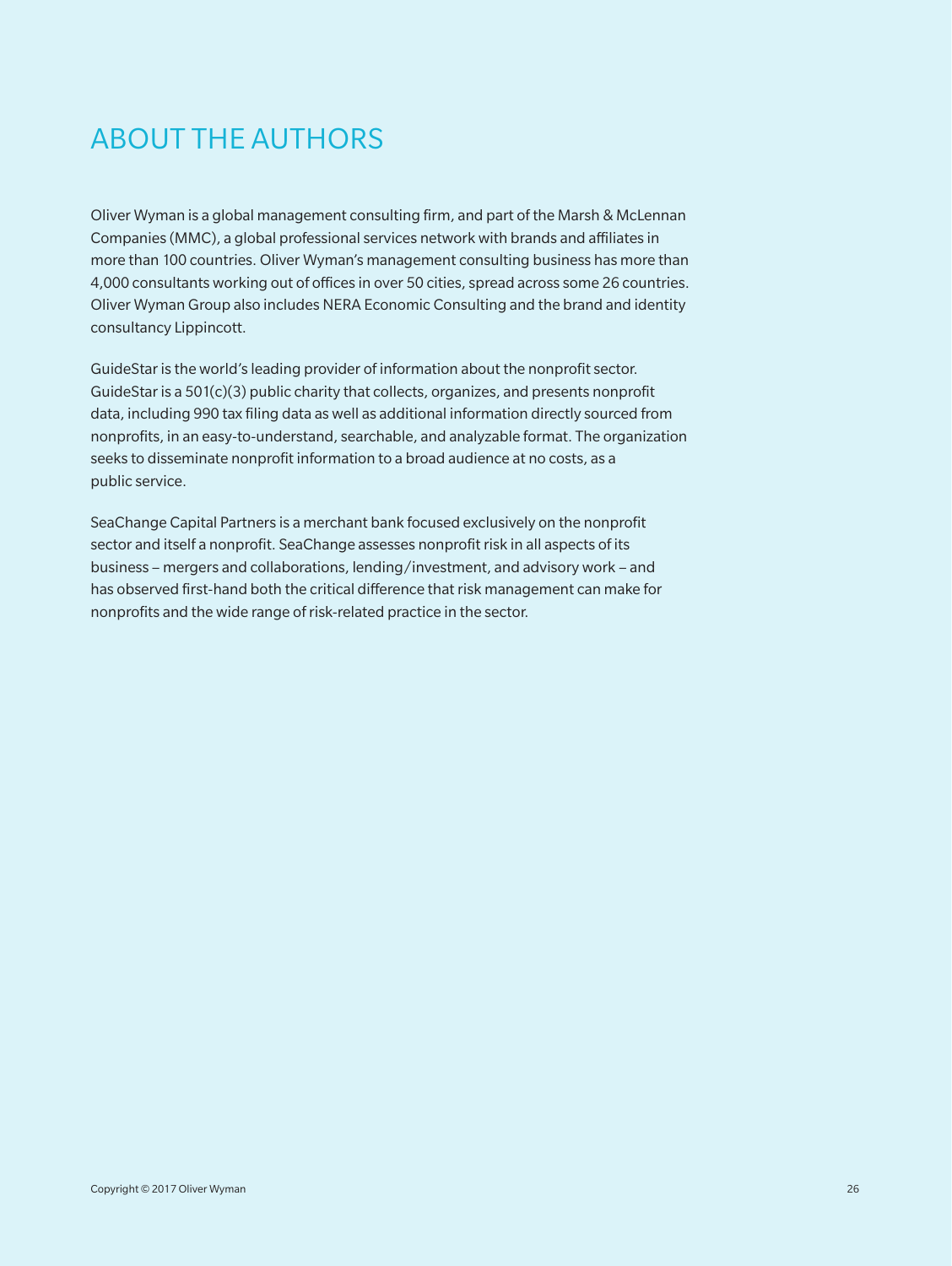# ABOUT THE AUTHORS

Oliver Wyman is a global management consulting firm, and part of the Marsh & McLennan Companies (MMC), a global professional services network with brands and affiliates in more than 100 countries. Oliver Wyman's management consulting business has more than 4,000 consultants working out of offices in over 50 cities, spread across some 26 countries. Oliver Wyman Group also includes NERA Economic Consulting and the brand and identity consultancy Lippincott.

GuideStar is the world's leading provider of information about the nonprofit sector. GuideStar is a 501(c)(3) public charity that collects, organizes, and presents nonprofit data, including 990 tax filing data as well as additional information directly sourced from nonprofits, in an easy-to-understand, searchable, and analyzable format. The organization seeks to disseminate nonprofit information to a broad audience at no costs, as a public service.

SeaChange Capital Partners is a merchant bank focused exclusively on the nonprofit sector and itself a nonprofit. SeaChange assesses nonprofit risk in all aspects of its business – mergers and collaborations, lending/investment, and advisory work – and has observed first-hand both the critical difference that risk management can make for nonprofits and the wide range of risk-related practice in the sector.

Copyright © 2017 Oliver Wyman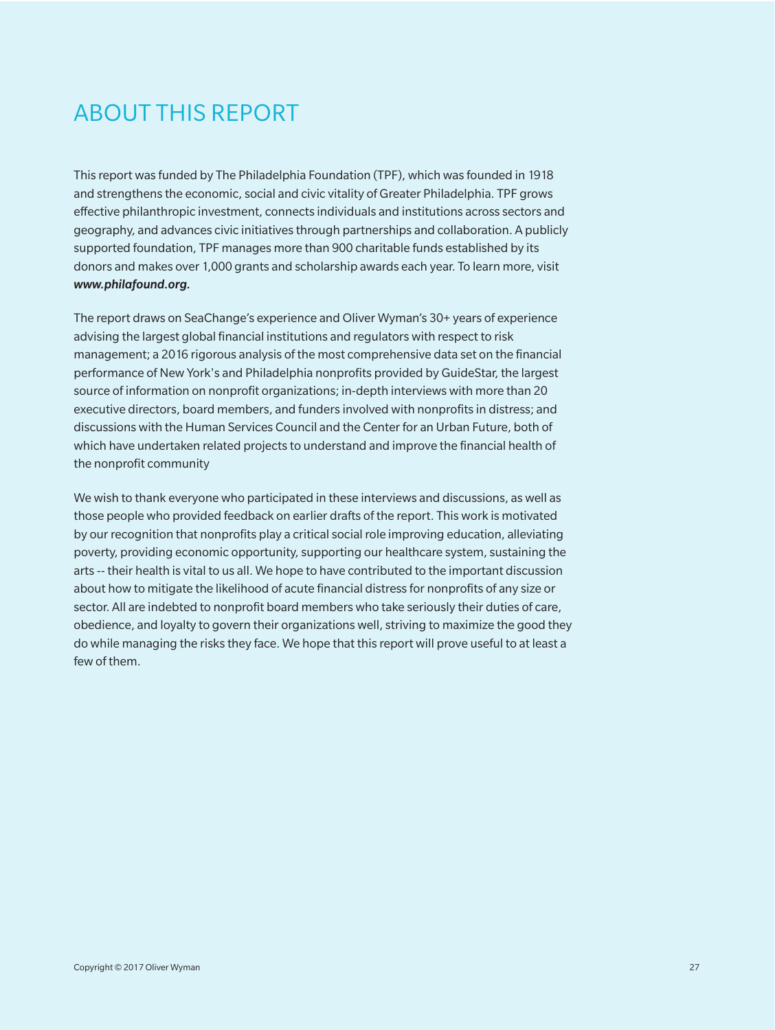# ABOUT THIS REPORT

This report was funded by The Philadelphia Foundation (TPF), which was founded in 1918 and strengthens the economic, social and civic vitality of Greater Philadelphia. TPF grows effective philanthropic investment, connects individuals and institutions across sectors and geography, and advances civic initiatives through partnerships and collaboration. A publicly supported foundation, TPF manages more than 900 charitable funds established by its donors and makes over 1,000 grants and scholarship awards each year. To learn more, visit ***www.philafound.org.***

The report draws on SeaChange's experience and Oliver Wyman's 30+ years of experience advising the largest global financial institutions and regulators with respect to risk management; a 2016 rigorous analysis of the most comprehensive data set on the financial performance of New York's and Philadelphia nonprofits provided by GuideStar, the largest source of information on nonprofit organizations; in-depth interviews with more than 20 executive directors, board members, and funders involved with nonprofits in distress; and discussions with the Human Services Council and the Center for an Urban Future, both of which have undertaken related projects to understand and improve the financial health of the nonprofit community

We wish to thank everyone who participated in these interviews and discussions, as well as those people who provided feedback on earlier drafts of the report. This work is motivated by our recognition that nonprofits play a critical social role improving education, alleviating poverty, providing economic opportunity, supporting our healthcare system, sustaining the arts -- their health is vital to us all. We hope to have contributed to the important discussion about how to mitigate the likelihood of acute financial distress for nonprofits of any size or sector. All are indebted to nonprofit board members who take seriously their duties of care, obedience, and loyalty to govern their organizations well, striving to maximize the good they do while managing the risks they face. We hope that this report will prove useful to at least a few of them.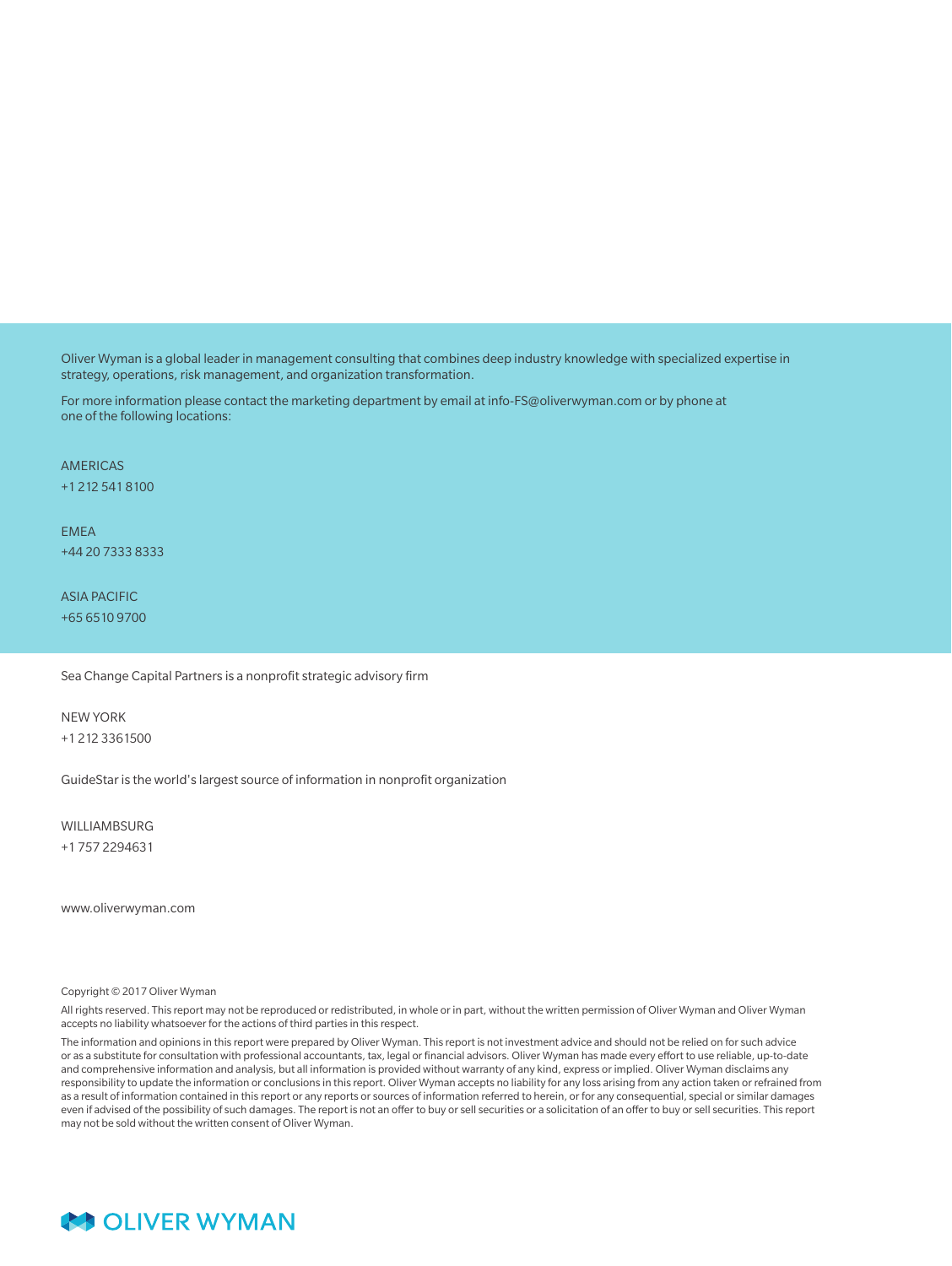Oliver Wyman is a global leader in management consulting that combines deep industry knowledge with specialized expertise in strategy, operations, risk management, and organization transformation.

For more information please contact the marketing department by email at info-FS@oliverwyman.com or by phone at one of the following locations:

AMERICAS
+1 212 541 8100

EMEA
+44 20 7333 8333

ASIA PACIFIC
+65 6510 9700

Sea Change Capital Partners is a nonprofit strategic advisory firm

NEW YORK
+1 212 3361500

GuideStar is the world's largest source of information in nonprofit organization

WILLIAMBSURG
+1 757 2294631

www.oliverwyman.com

Copyright © 2017 Oliver Wyman

All rights reserved. This report may not be reproduced or redistributed, in whole or in part, without the written permission of Oliver Wyman and Oliver Wyman accepts no liability whatsoever for the actions of third parties in this respect.

The information and opinions in this report were prepared by Oliver Wyman. This report is not investment advice and should not be relied on for such advice or as a substitute for consultation with professional accountants, tax, legal or financial advisors. Oliver Wyman has made every effort to use reliable, up-to-date and comprehensive information and analysis, but all information is provided without warranty of any kind, express or implied. Oliver Wyman disclaims any responsibility to update the information or conclusions in this report. Oliver Wyman accepts no liability for any loss arising from any action taken or refrained from as a result of information contained in this report or any reports or sources of information referred to herein, or for any consequential, special or similar damages even if advised of the possibility of such damages. The report is not an offer to buy or sell securities or a solicitation of an offer to buy or sell securities. This report may not be sold without the written consent of Oliver Wyman.

OLIVER WYMAN